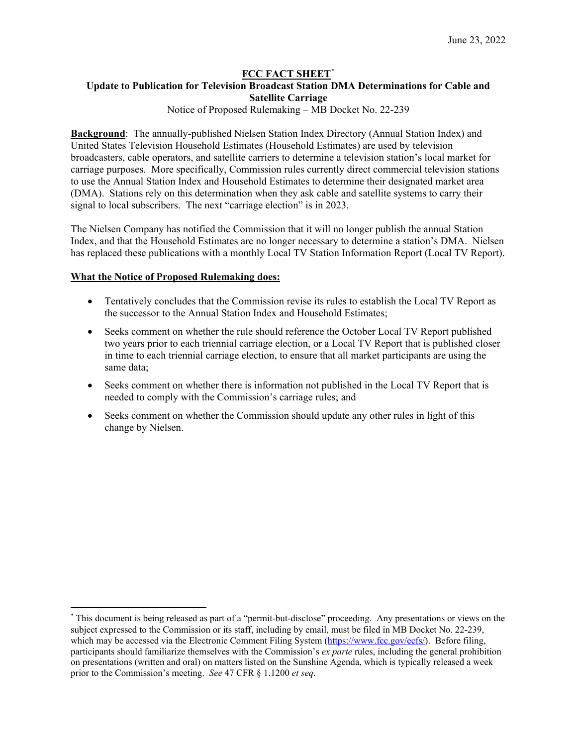June 23, 2022

**FCC FACT SHEET**[*]

**Update to Publication for Television Broadcast Station DMA Determinations for Cable and Satellite Carriage**

Notice of Proposed Rulemaking – MB Docket No. 22-239

**Background**: The annually-published Nielsen Station Index Directory (Annual Station Index) and United States Television Household Estimates (Household Estimates) are used by television broadcasters, cable operators, and satellite carriers to determine a television station's local market for carriage purposes. More specifically, Commission rules currently direct commercial television stations to use the Annual Station Index and Household Estimates to determine their designated market area (DMA). Stations rely on this determination when they ask cable and satellite systems to carry their signal to local subscribers. The next "carriage election" is in 2023.

The Nielsen Company has notified the Commission that it will no longer publish the annual Station Index, and that the Household Estimates are no longer necessary to determine a station's DMA. Nielsen has replaced these publications with a monthly Local TV Station Information Report (Local TV Report).

**What the Notice of Proposed Rulemaking does:**

- Tentatively concludes that the Commission revise its rules to establish the Local TV Report as the successor to the Annual Station Index and Household Estimates;
- Seeks comment on whether the rule should reference the October Local TV Report published two years prior to each triennial carriage election, or a Local TV Report that is published closer in time to each triennial carriage election, to ensure that all market participants are using the same data;
- Seeks comment on whether there is information not published in the Local TV Report that is needed to comply with the Commission's carriage rules; and
- Seeks comment on whether the Commission should update any other rules in light of this change by Nielsen.

---

[*] This document is being released as part of a "permit-but-disclose" proceeding. Any presentations or views on the subject expressed to the Commission or its staff, including by email, must be filed in MB Docket No. 22-239, which may be accessed via the Electronic Comment Filing System (https://www.fcc.gov/ecfs/). Before filing, participants should familiarize themselves with the Commission's *ex parte* rules, including the general prohibition on presentations (written and oral) on matters listed on the Sunshine Agenda, which is typically released a week prior to the Commission's meeting. *See* 47 CFR § 1.1200 *et seq*.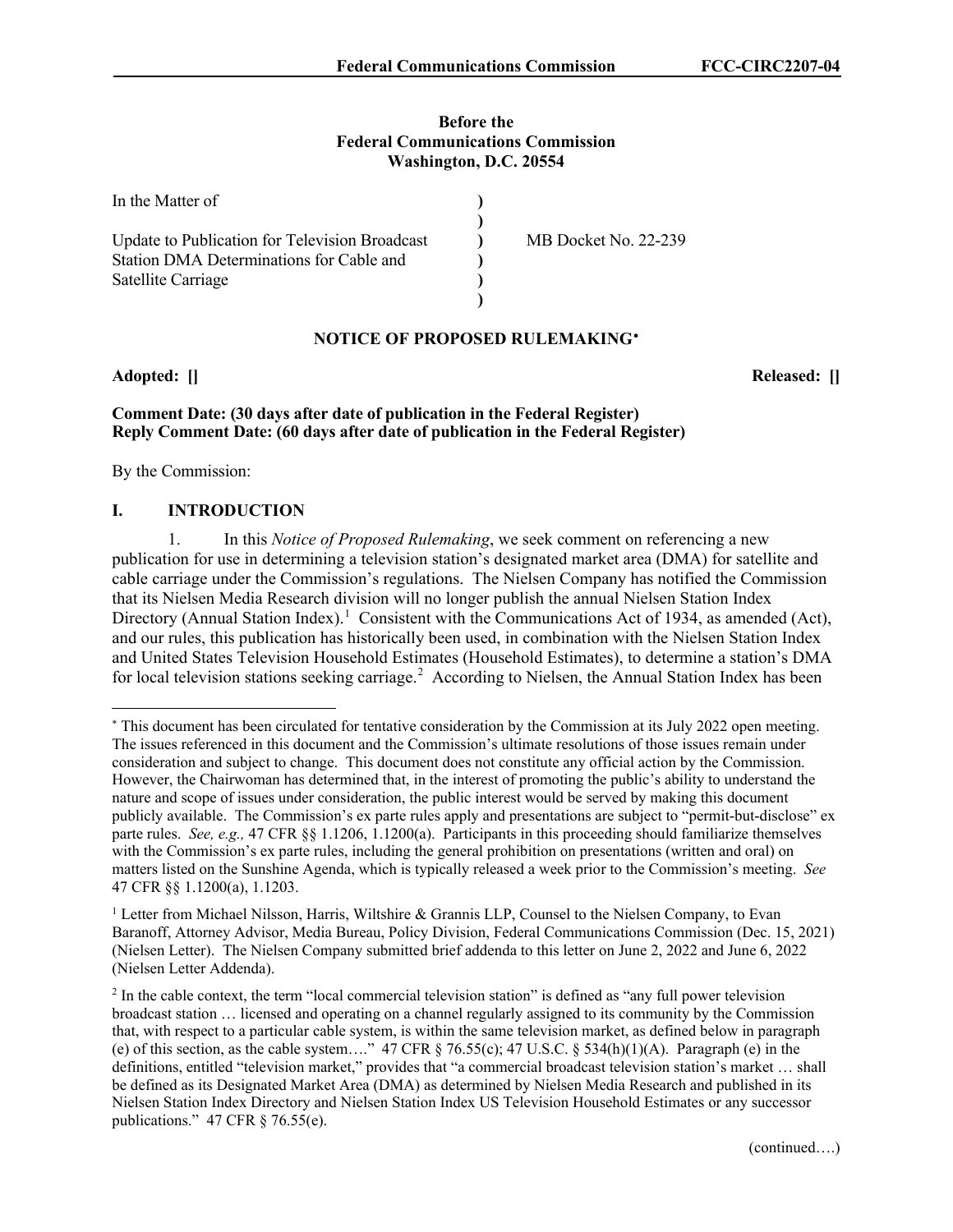**Before the**
**Federal Communications Commission**
**Washington, D.C. 20554**

| | | |
|---|---|---|
| In the Matter of | ) | |
| | ) | |
| Update to Publication for Television Broadcast Station DMA Determinations for Cable and Satellite Carriage | ) | MB Docket No. 22-239 |
| | ) | |
| | ) | |
| | ) | |

**NOTICE OF PROPOSED RULEMAKING***

**Adopted: []** **Released: []**

**Comment Date: (30 days after date of publication in the Federal Register)**
**Reply Comment Date: (60 days after date of publication in the Federal Register)**

By the Commission:

## I. INTRODUCTION

1. In this *Notice of Proposed Rulemaking*, we seek comment on referencing a new publication for use in determining a television station's designated market area (DMA) for satellite and cable carriage under the Commission's regulations. The Nielsen Company has notified the Commission that its Nielsen Media Research division will no longer publish the annual Nielsen Station Index Directory (Annual Station Index).[1] Consistent with the Communications Act of 1934, as amended (Act), and our rules, this publication has historically been used, in combination with the Nielsen Station Index and United States Television Household Estimates (Household Estimates), to determine a station's DMA for local television stations seeking carriage.[2] According to Nielsen, the Annual Station Index has been

---

* This document has been circulated for tentative consideration by the Commission at its July 2022 open meeting. The issues referenced in this document and the Commission's ultimate resolutions of those issues remain under consideration and subject to change. This document does not constitute any official action by the Commission. However, the Chairwoman has determined that, in the interest of promoting the public's ability to understand the nature and scope of issues under consideration, the public interest would be served by making this document publicly available. The Commission's ex parte rules apply and presentations are subject to "permit-but-disclose" ex parte rules. *See, e.g.,* 47 CFR §§ 1.1206, 1.1200(a). Participants in this proceeding should familiarize themselves with the Commission's ex parte rules, including the general prohibition on presentations (written and oral) on matters listed on the Sunshine Agenda, which is typically released a week prior to the Commission's meeting. *See* 47 CFR §§ 1.1200(a), 1.1203.

[1] Letter from Michael Nilsson, Harris, Wiltshire & Grannis LLP, Counsel to the Nielsen Company, to Evan Baranoff, Attorney Advisor, Media Bureau, Policy Division, Federal Communications Commission (Dec. 15, 2021) (Nielsen Letter). The Nielsen Company submitted brief addenda to this letter on June 2, 2022 and June 6, 2022 (Nielsen Letter Addenda).

[2] In the cable context, the term "local commercial television station" is defined as "any full power television broadcast station … licensed and operating on a channel regularly assigned to its community by the Commission that, with respect to a particular cable system, is within the same television market, as defined below in paragraph (e) of this section, as the cable system…." 47 CFR § 76.55(c); 47 U.S.C. § 534(h)(1)(A). Paragraph (e) in the definitions, entitled "television market," provides that "a commercial broadcast television station's market … shall be defined as its Designated Market Area (DMA) as determined by Nielsen Media Research and published in its Nielsen Station Index Directory and Nielsen Station Index US Television Household Estimates or any successor publications." 47 CFR § 76.55(e).

(continued….)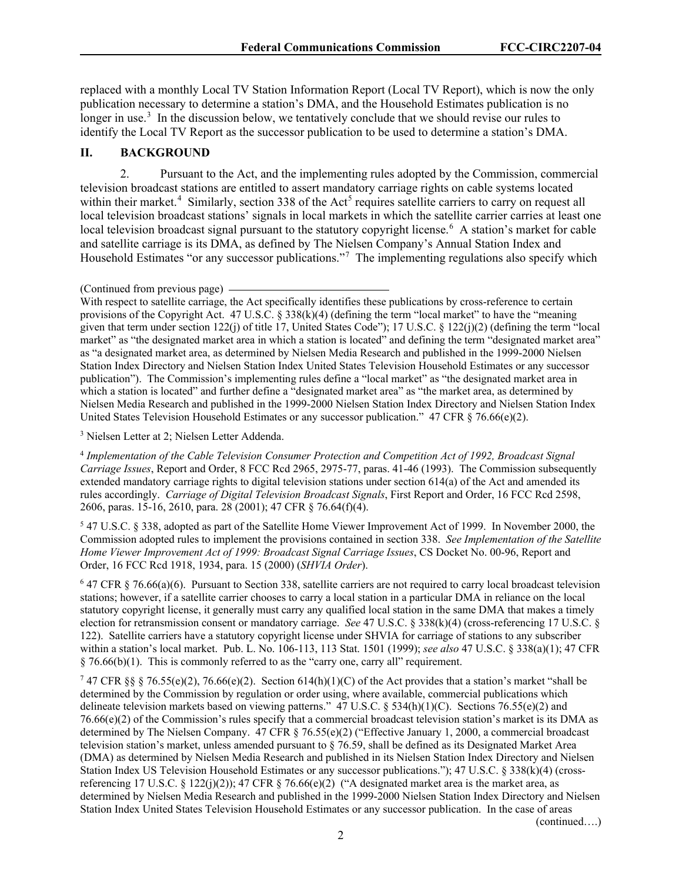replaced with a monthly Local TV Station Information Report (Local TV Report), which is now the only publication necessary to determine a station's DMA, and the Household Estimates publication is no longer in use.[3] In the discussion below, we tentatively conclude that we should revise our rules to identify the Local TV Report as the successor publication to be used to determine a station's DMA.

## II. BACKGROUND

2. Pursuant to the Act, and the implementing rules adopted by the Commission, commercial television broadcast stations are entitled to assert mandatory carriage rights on cable systems located within their market.[4] Similarly, section 338 of the Act[5] requires satellite carriers to carry on request all local television broadcast stations' signals in local markets in which the satellite carrier carries at least one local television broadcast signal pursuant to the statutory copyright license.[6] A station's market for cable and satellite carriage is its DMA, as defined by The Nielsen Company's Annual Station Index and Household Estimates "or any successor publications."[7] The implementing regulations also specify which

(Continued from previous page)

With respect to satellite carriage, the Act specifically identifies these publications by cross-reference to certain provisions of the Copyright Act. 47 U.S.C. § 338(k)(4) (defining the term "local market" to have the "meaning given that term under section 122(j) of title 17, United States Code"); 17 U.S.C. § 122(j)(2) (defining the term "local market" as "the designated market area in which a station is located" and defining the term "designated market area" as "a designated market area, as determined by Nielsen Media Research and published in the 1999-2000 Nielsen Station Index Directory and Nielsen Station Index United States Television Household Estimates or any successor publication"). The Commission's implementing rules define a "local market" as "the designated market area in which a station is located" and further define a "designated market area" as "the market area, as determined by Nielsen Media Research and published in the 1999-2000 Nielsen Station Index Directory and Nielsen Station Index United States Television Household Estimates or any successor publication." 47 CFR § 76.66(e)(2).

[3] Nielsen Letter at 2; Nielsen Letter Addenda.

[4] *Implementation of the Cable Television Consumer Protection and Competition Act of 1992, Broadcast Signal Carriage Issues*, Report and Order, 8 FCC Rcd 2965, 2975-77, paras. 41-46 (1993). The Commission subsequently extended mandatory carriage rights to digital television stations under section 614(a) of the Act and amended its rules accordingly. *Carriage of Digital Television Broadcast Signals*, First Report and Order, 16 FCC Rcd 2598, 2606, paras. 15-16, 2610, para. 28 (2001); 47 CFR § 76.64(f)(4).

[5] 47 U.S.C. § 338, adopted as part of the Satellite Home Viewer Improvement Act of 1999. In November 2000, the Commission adopted rules to implement the provisions contained in section 338. *See Implementation of the Satellite Home Viewer Improvement Act of 1999: Broadcast Signal Carriage Issues*, CS Docket No. 00-96, Report and Order, 16 FCC Rcd 1918, 1934, para. 15 (2000) (*SHVIA Order*).

[6] 47 CFR § 76.66(a)(6). Pursuant to Section 338, satellite carriers are not required to carry local broadcast television stations; however, if a satellite carrier chooses to carry a local station in a particular DMA in reliance on the local statutory copyright license, it generally must carry any qualified local station in the same DMA that makes a timely election for retransmission consent or mandatory carriage. *See* 47 U.S.C. § 338(k)(4) (cross-referencing 17 U.S.C. § 122). Satellite carriers have a statutory copyright license under SHVIA for carriage of stations to any subscriber within a station's local market. Pub. L. No. 106-113, 113 Stat. 1501 (1999); *see also* 47 U.S.C. § 338(a)(1); 47 CFR § 76.66(b)(1). This is commonly referred to as the "carry one, carry all" requirement.

[7] 47 CFR §§ § 76.55(e)(2), 76.66(e)(2). Section 614(h)(1)(C) of the Act provides that a station's market "shall be determined by the Commission by regulation or order using, where available, commercial publications which delineate television markets based on viewing patterns." 47 U.S.C. § 534(h)(1)(C). Sections 76.55(e)(2) and 76.66(e)(2) of the Commission's rules specify that a commercial broadcast television station's market is its DMA as determined by The Nielsen Company. 47 CFR § 76.55(e)(2) ("Effective January 1, 2000, a commercial broadcast television station's market, unless amended pursuant to § 76.59, shall be defined as its Designated Market Area (DMA) as determined by Nielsen Media Research and published in its Nielsen Station Index Directory and Nielsen Station Index US Television Household Estimates or any successor publications."); 47 U.S.C. § 338(k)(4) (cross-referencing 17 U.S.C. § 122(j)(2)); 47 CFR § 76.66(e)(2) ("A designated market area is the market area, as determined by Nielsen Media Research and published in the 1999-2000 Nielsen Station Index Directory and Nielsen Station Index United States Television Household Estimates or any successor publication. In the case of areas

(continued….)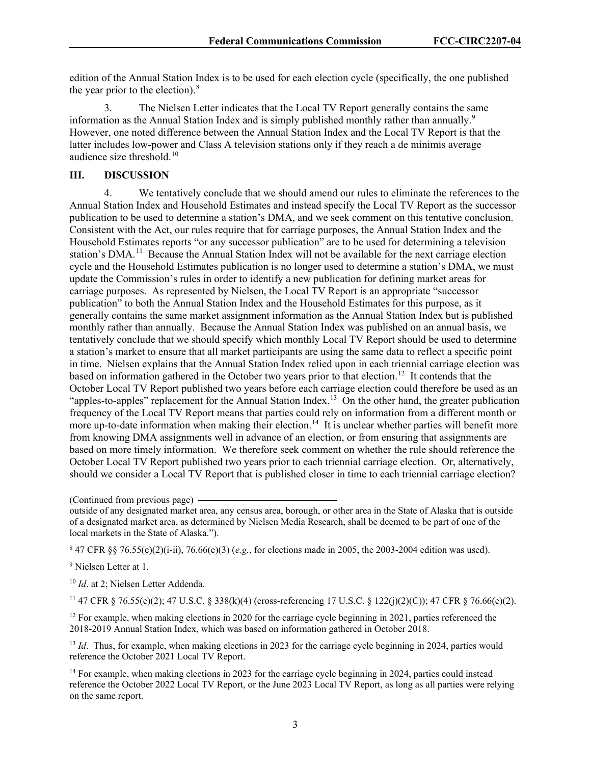edition of the Annual Station Index is to be used for each election cycle (specifically, the one published the year prior to the election).[8]

3. The Nielsen Letter indicates that the Local TV Report generally contains the same information as the Annual Station Index and is simply published monthly rather than annually.[9] However, one noted difference between the Annual Station Index and the Local TV Report is that the latter includes low-power and Class A television stations only if they reach a de minimis average audience size threshold.[10]

## III. DISCUSSION

4. We tentatively conclude that we should amend our rules to eliminate the references to the Annual Station Index and Household Estimates and instead specify the Local TV Report as the successor publication to be used to determine a station's DMA, and we seek comment on this tentative conclusion. Consistent with the Act, our rules require that for carriage purposes, the Annual Station Index and the Household Estimates reports "or any successor publication" are to be used for determining a television station's DMA.[11] Because the Annual Station Index will not be available for the next carriage election cycle and the Household Estimates publication is no longer used to determine a station's DMA, we must update the Commission's rules in order to identify a new publication for defining market areas for carriage purposes. As represented by Nielsen, the Local TV Report is an appropriate "successor publication" to both the Annual Station Index and the Household Estimates for this purpose, as it generally contains the same market assignment information as the Annual Station Index but is published monthly rather than annually. Because the Annual Station Index was published on an annual basis, we tentatively conclude that we should specify which monthly Local TV Report should be used to determine a station's market to ensure that all market participants are using the same data to reflect a specific point in time. Nielsen explains that the Annual Station Index relied upon in each triennial carriage election was based on information gathered in the October two years prior to that election.[12] It contends that the October Local TV Report published two years before each carriage election could therefore be used as an "apples-to-apples" replacement for the Annual Station Index.[13] On the other hand, the greater publication frequency of the Local TV Report means that parties could rely on information from a different month or more up-to-date information when making their election.[14] It is unclear whether parties will benefit more from knowing DMA assignments well in advance of an election, or from ensuring that assignments are based on more timely information. We therefore seek comment on whether the rule should reference the October Local TV Report published two years prior to each triennial carriage election. Or, alternatively, should we consider a Local TV Report that is published closer in time to each triennial carriage election?

---

(Continued from previous page)
outside of any designated market area, any census area, borough, or other area in the State of Alaska that is outside of a designated market area, as determined by Nielsen Media Research, shall be deemed to be part of one of the local markets in the State of Alaska.").

[8] 47 CFR §§ 76.55(e)(2)(i-ii), 76.66(e)(3) (*e.g.*, for elections made in 2005, the 2003-2004 edition was used).

[9] Nielsen Letter at 1.

[10] *Id*. at 2; Nielsen Letter Addenda.

[11] 47 CFR § 76.55(e)(2); 47 U.S.C. § 338(k)(4) (cross-referencing 17 U.S.C. § 122(j)(2)(C)); 47 CFR § 76.66(e)(2).

[12] For example, when making elections in 2020 for the carriage cycle beginning in 2021, parties referenced the 2018-2019 Annual Station Index, which was based on information gathered in October 2018.

[13] *Id*. Thus, for example, when making elections in 2023 for the carriage cycle beginning in 2024, parties would reference the October 2021 Local TV Report.

[14] For example, when making elections in 2023 for the carriage cycle beginning in 2024, parties could instead reference the October 2022 Local TV Report, or the June 2023 Local TV Report, as long as all parties were relying on the same report.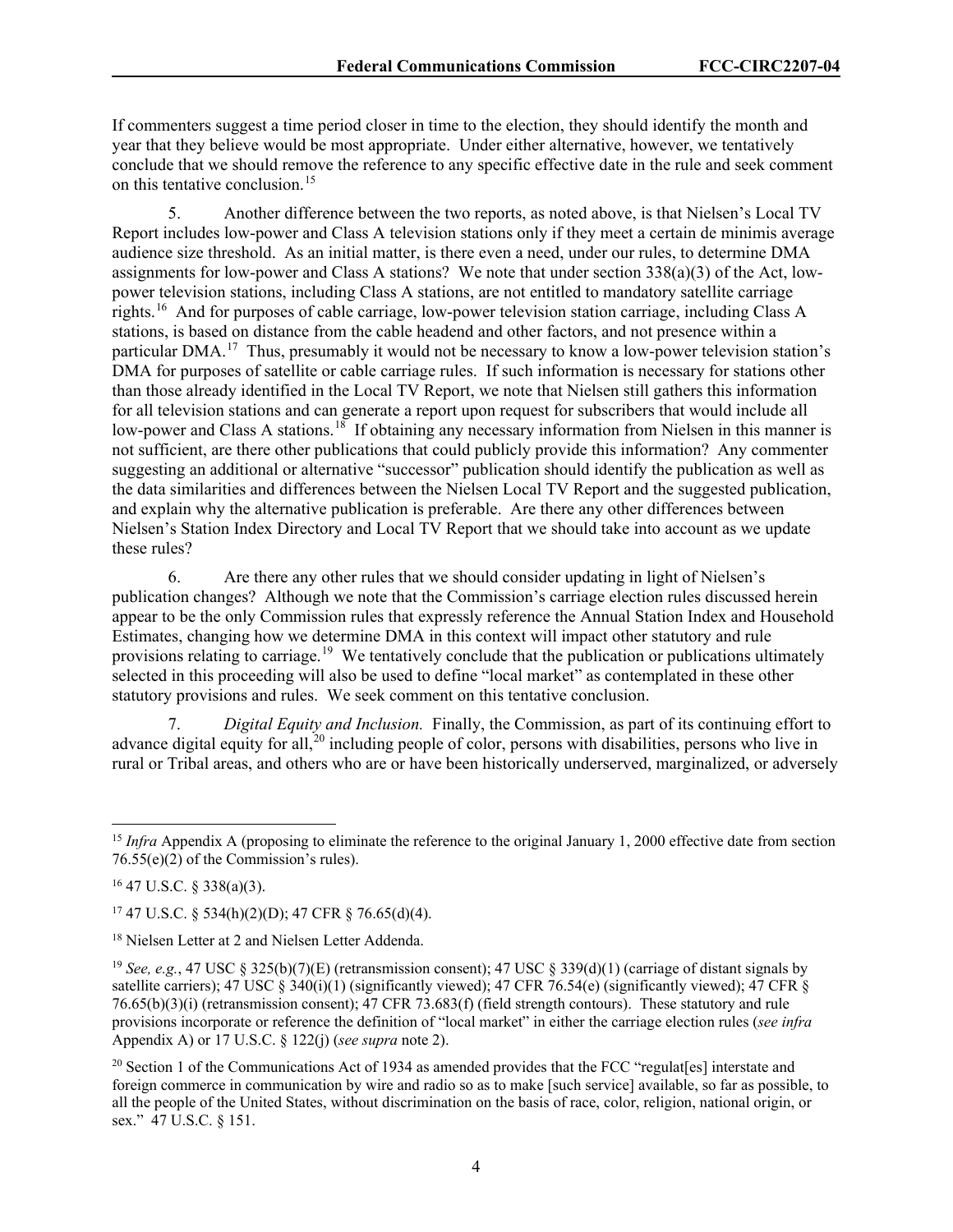If commenters suggest a time period closer in time to the election, they should identify the month and year that they believe would be most appropriate. Under either alternative, however, we tentatively conclude that we should remove the reference to any specific effective date in the rule and seek comment on this tentative conclusion.[15]

5. Another difference between the two reports, as noted above, is that Nielsen's Local TV Report includes low-power and Class A television stations only if they meet a certain de minimis average audience size threshold. As an initial matter, is there even a need, under our rules, to determine DMA assignments for low-power and Class A stations? We note that under section 338(a)(3) of the Act, low-power television stations, including Class A stations, are not entitled to mandatory satellite carriage rights.[16] And for purposes of cable carriage, low-power television station carriage, including Class A stations, is based on distance from the cable headend and other factors, and not presence within a particular DMA.[17] Thus, presumably it would not be necessary to know a low-power television station's DMA for purposes of satellite or cable carriage rules. If such information is necessary for stations other than those already identified in the Local TV Report, we note that Nielsen still gathers this information for all television stations and can generate a report upon request for subscribers that would include all low-power and Class A stations.[18] If obtaining any necessary information from Nielsen in this manner is not sufficient, are there other publications that could publicly provide this information? Any commenter suggesting an additional or alternative "successor" publication should identify the publication as well as the data similarities and differences between the Nielsen Local TV Report and the suggested publication, and explain why the alternative publication is preferable. Are there any other differences between Nielsen's Station Index Directory and Local TV Report that we should take into account as we update these rules?

6. Are there any other rules that we should consider updating in light of Nielsen's publication changes? Although we note that the Commission's carriage election rules discussed herein appear to be the only Commission rules that expressly reference the Annual Station Index and Household Estimates, changing how we determine DMA in this context will impact other statutory and rule provisions relating to carriage.[19] We tentatively conclude that the publication or publications ultimately selected in this proceeding will also be used to define "local market" as contemplated in these other statutory provisions and rules. We seek comment on this tentative conclusion.

7. *Digital Equity and Inclusion.* Finally, the Commission, as part of its continuing effort to advance digital equity for all,[20] including people of color, persons with disabilities, persons who live in rural or Tribal areas, and others who are or have been historically underserved, marginalized, or adversely

---

[15] *Infra* Appendix A (proposing to eliminate the reference to the original January 1, 2000 effective date from section 76.55(e)(2) of the Commission's rules).

[16] 47 U.S.C. § 338(a)(3).

[17] 47 U.S.C. § 534(h)(2)(D); 47 CFR § 76.65(d)(4).

[18] Nielsen Letter at 2 and Nielsen Letter Addenda.

[19] *See, e.g.*, 47 USC § 325(b)(7)(E) (retransmission consent); 47 USC § 339(d)(1) (carriage of distant signals by satellite carriers); 47 USC § 340(i)(1) (significantly viewed); 47 CFR 76.54(e) (significantly viewed); 47 CFR § 76.65(b)(3)(i) (retransmission consent); 47 CFR 73.683(f) (field strength contours). These statutory and rule provisions incorporate or reference the definition of "local market" in either the carriage election rules (*see infra* Appendix A) or 17 U.S.C. § 122(j) (*see supra* note 2).

[20] Section 1 of the Communications Act of 1934 as amended provides that the FCC "regulat[es] interstate and foreign commerce in communication by wire and radio so as to make [such service] available, so far as possible, to all the people of the United States, without discrimination on the basis of race, color, religion, national origin, or sex." 47 U.S.C. § 151.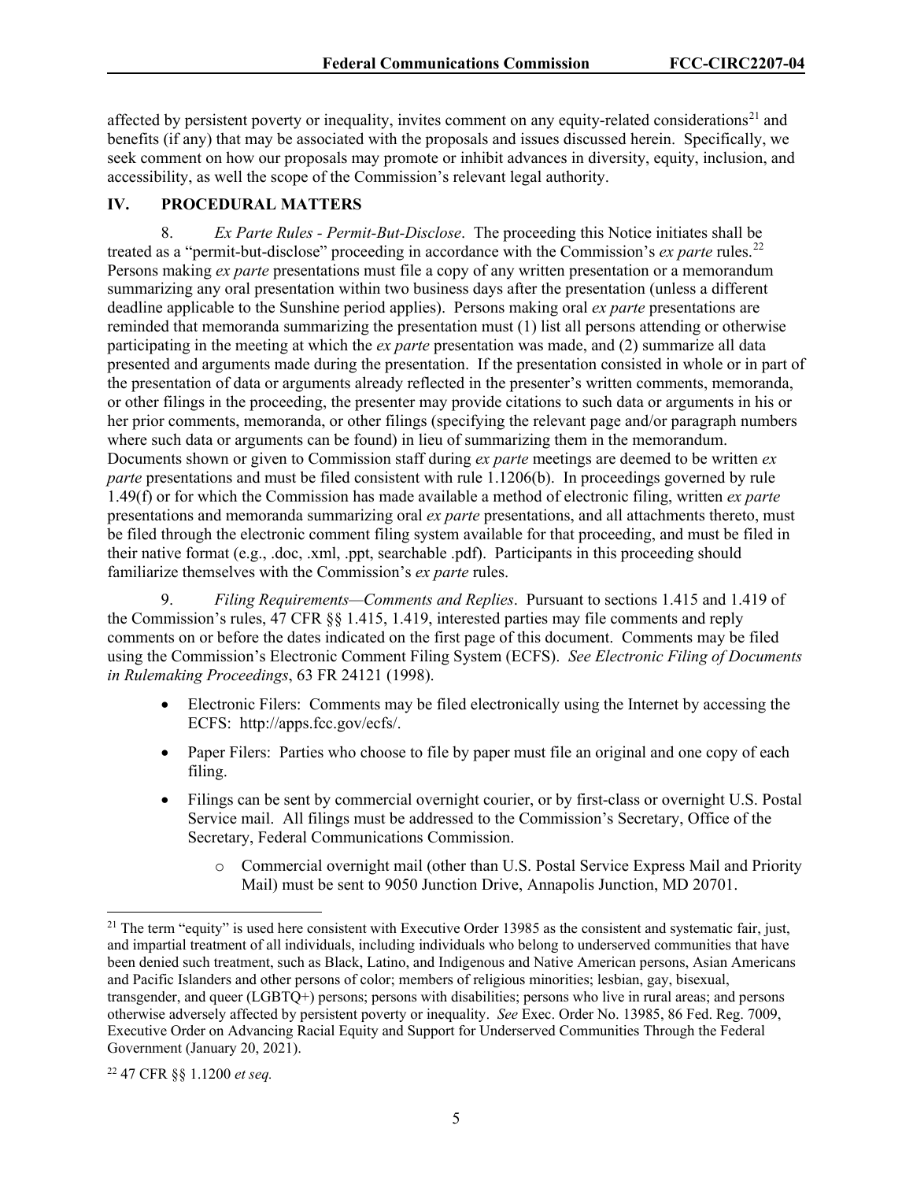affected by persistent poverty or inequality, invites comment on any equity-related considerations[21] and benefits (if any) that may be associated with the proposals and issues discussed herein. Specifically, we seek comment on how our proposals may promote or inhibit advances in diversity, equity, inclusion, and accessibility, as well the scope of the Commission's relevant legal authority.

## IV. PROCEDURAL MATTERS

8. *Ex Parte Rules - Permit-But-Disclose*. The proceeding this Notice initiates shall be treated as a "permit-but-disclose" proceeding in accordance with the Commission's *ex parte* rules.[22] Persons making *ex parte* presentations must file a copy of any written presentation or a memorandum summarizing any oral presentation within two business days after the presentation (unless a different deadline applicable to the Sunshine period applies). Persons making oral *ex parte* presentations are reminded that memoranda summarizing the presentation must (1) list all persons attending or otherwise participating in the meeting at which the *ex parte* presentation was made, and (2) summarize all data presented and arguments made during the presentation. If the presentation consisted in whole or in part of the presentation of data or arguments already reflected in the presenter's written comments, memoranda, or other filings in the proceeding, the presenter may provide citations to such data or arguments in his or her prior comments, memoranda, or other filings (specifying the relevant page and/or paragraph numbers where such data or arguments can be found) in lieu of summarizing them in the memorandum. Documents shown or given to Commission staff during *ex parte* meetings are deemed to be written *ex parte* presentations and must be filed consistent with rule 1.1206(b). In proceedings governed by rule 1.49(f) or for which the Commission has made available a method of electronic filing, written *ex parte* presentations and memoranda summarizing oral *ex parte* presentations, and all attachments thereto, must be filed through the electronic comment filing system available for that proceeding, and must be filed in their native format (e.g., .doc, .xml, .ppt, searchable .pdf). Participants in this proceeding should familiarize themselves with the Commission's *ex parte* rules.

9. *Filing Requirements—Comments and Replies*. Pursuant to sections 1.415 and 1.419 of the Commission's rules, 47 CFR §§ 1.415, 1.419, interested parties may file comments and reply comments on or before the dates indicated on the first page of this document. Comments may be filed using the Commission's Electronic Comment Filing System (ECFS). *See Electronic Filing of Documents in Rulemaking Proceedings*, 63 FR 24121 (1998).

- Electronic Filers: Comments may be filed electronically using the Internet by accessing the ECFS: http://apps.fcc.gov/ecfs/.
- Paper Filers: Parties who choose to file by paper must file an original and one copy of each filing.
- Filings can be sent by commercial overnight courier, or by first-class or overnight U.S. Postal Service mail. All filings must be addressed to the Commission's Secretary, Office of the Secretary, Federal Communications Commission.
    - Commercial overnight mail (other than U.S. Postal Service Express Mail and Priority Mail) must be sent to 9050 Junction Drive, Annapolis Junction, MD 20701.

[21] The term "equity" is used here consistent with Executive Order 13985 as the consistent and systematic fair, just, and impartial treatment of all individuals, including individuals who belong to underserved communities that have been denied such treatment, such as Black, Latino, and Indigenous and Native American persons, Asian Americans and Pacific Islanders and other persons of color; members of religious minorities; lesbian, gay, bisexual, transgender, and queer (LGBTQ+) persons; persons with disabilities; persons who live in rural areas; and persons otherwise adversely affected by persistent poverty or inequality. *See* Exec. Order No. 13985, 86 Fed. Reg. 7009, Executive Order on Advancing Racial Equity and Support for Underserved Communities Through the Federal Government (January 20, 2021).

[22] 47 CFR §§ 1.1200 *et seq.*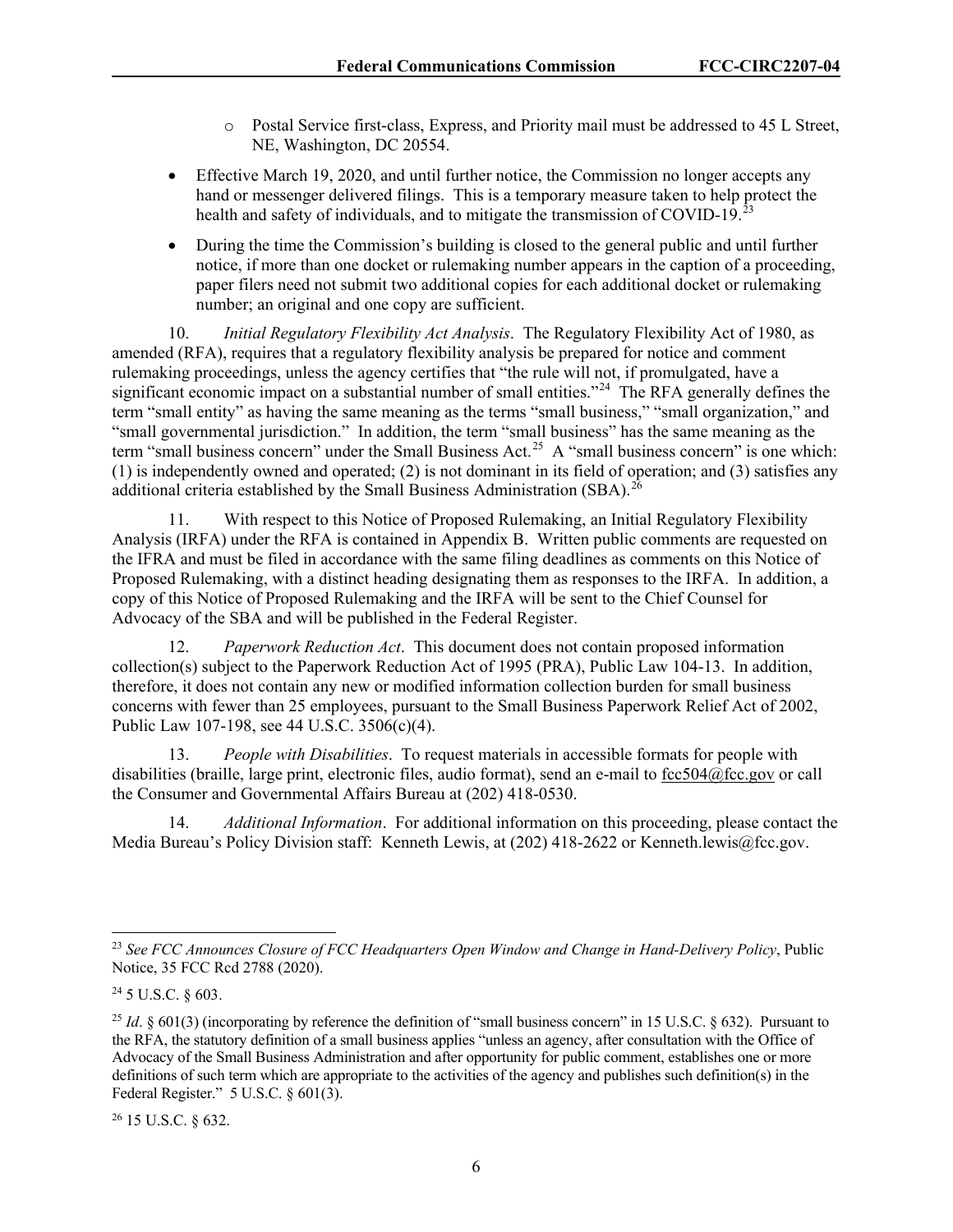- Postal Service first-class, Express, and Priority mail must be addressed to 45 L Street, NE, Washington, DC 20554.

- Effective March 19, 2020, and until further notice, the Commission no longer accepts any hand or messenger delivered filings. This is a temporary measure taken to help protect the health and safety of individuals, and to mitigate the transmission of COVID-19.[23]

- During the time the Commission's building is closed to the general public and until further notice, if more than one docket or rulemaking number appears in the caption of a proceeding, paper filers need not submit two additional copies for each additional docket or rulemaking number; an original and one copy are sufficient.

10. *Initial Regulatory Flexibility Act Analysis*. The Regulatory Flexibility Act of 1980, as amended (RFA), requires that a regulatory flexibility analysis be prepared for notice and comment rulemaking proceedings, unless the agency certifies that "the rule will not, if promulgated, have a significant economic impact on a substantial number of small entities."[24] The RFA generally defines the term "small entity" as having the same meaning as the terms "small business," "small organization," and "small governmental jurisdiction." In addition, the term "small business" has the same meaning as the term "small business concern" under the Small Business Act.[25] A "small business concern" is one which: (1) is independently owned and operated; (2) is not dominant in its field of operation; and (3) satisfies any additional criteria established by the Small Business Administration (SBA).[26]

11. With respect to this Notice of Proposed Rulemaking, an Initial Regulatory Flexibility Analysis (IRFA) under the RFA is contained in Appendix B. Written public comments are requested on the IFRA and must be filed in accordance with the same filing deadlines as comments on this Notice of Proposed Rulemaking, with a distinct heading designating them as responses to the IRFA. In addition, a copy of this Notice of Proposed Rulemaking and the IRFA will be sent to the Chief Counsel for Advocacy of the SBA and will be published in the Federal Register.

12. *Paperwork Reduction Act*. This document does not contain proposed information collection(s) subject to the Paperwork Reduction Act of 1995 (PRA), Public Law 104-13. In addition, therefore, it does not contain any new or modified information collection burden for small business concerns with fewer than 25 employees, pursuant to the Small Business Paperwork Relief Act of 2002, Public Law 107-198, see 44 U.S.C. 3506(c)(4).

13. *People with Disabilities*. To request materials in accessible formats for people with disabilities (braille, large print, electronic files, audio format), send an e-mail to fcc504@fcc.gov or call the Consumer and Governmental Affairs Bureau at (202) 418-0530.

14. *Additional Information*. For additional information on this proceeding, please contact the Media Bureau's Policy Division staff: Kenneth Lewis, at (202) 418-2622 or Kenneth.lewis@fcc.gov.

---

[23] *See FCC Announces Closure of FCC Headquarters Open Window and Change in Hand-Delivery Policy*, Public Notice, 35 FCC Rcd 2788 (2020).

[24] 5 U.S.C. § 603.

[25] *Id*. § 601(3) (incorporating by reference the definition of "small business concern" in 15 U.S.C. § 632). Pursuant to the RFA, the statutory definition of a small business applies "unless an agency, after consultation with the Office of Advocacy of the Small Business Administration and after opportunity for public comment, establishes one or more definitions of such term which are appropriate to the activities of the agency and publishes such definition(s) in the Federal Register." 5 U.S.C. § 601(3).

[26] 15 U.S.C. § 632.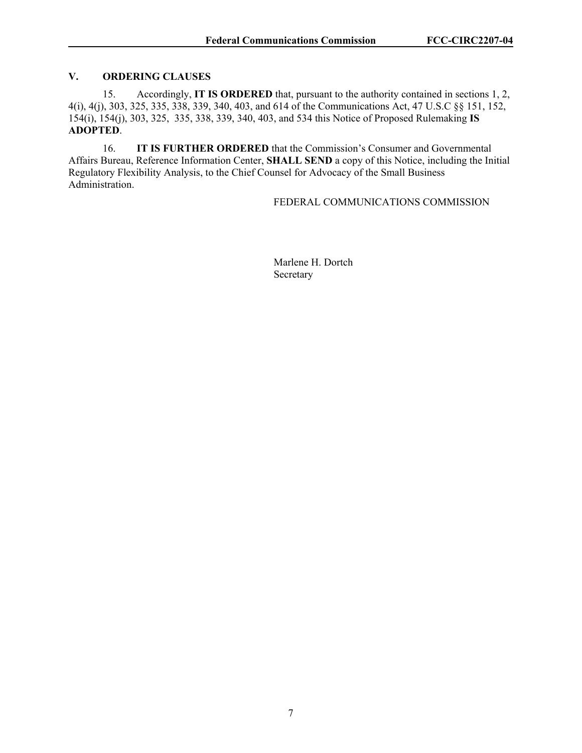## V. ORDERING CLAUSES

15. Accordingly, **IT IS ORDERED** that, pursuant to the authority contained in sections 1, 2, 4(i), 4(j), 303, 325, 335, 338, 339, 340, 403, and 614 of the Communications Act, 47 U.S.C §§ 151, 152, 154(i), 154(j), 303, 325, 335, 338, 339, 340, 403, and 534 this Notice of Proposed Rulemaking **IS ADOPTED**.

16. **IT IS FURTHER ORDERED** that the Commission's Consumer and Governmental Affairs Bureau, Reference Information Center, **SHALL SEND** a copy of this Notice, including the Initial Regulatory Flexibility Analysis, to the Chief Counsel for Advocacy of the Small Business Administration.

FEDERAL COMMUNICATIONS COMMISSION

Marlene H. Dortch
Secretary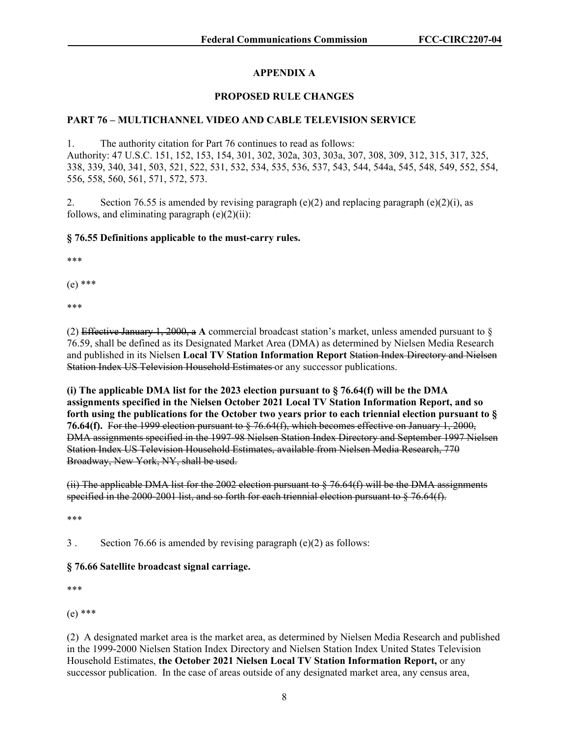## APPENDIX A

## PROPOSED RULE CHANGES

**PART 76 – MULTICHANNEL VIDEO AND CABLE TELEVISION SERVICE**

1. The authority citation for Part 76 continues to read as follows:
Authority: 47 U.S.C. 151, 152, 153, 154, 301, 302, 302a, 303, 303a, 307, 308, 309, 312, 315, 317, 325, 338, 339, 340, 341, 503, 521, 522, 531, 532, 534, 535, 536, 537, 543, 544, 544a, 545, 548, 549, 552, 554, 556, 558, 560, 561, 571, 572, 573.

2. Section 76.55 is amended by revising paragraph (e)(2) and replacing paragraph (e)(2)(i), as follows, and eliminating paragraph (e)(2)(ii):

**§ 76.55 Definitions applicable to the must-carry rules.**

\*\*\*

(e) \*\*\*

\*\*\*

(2) ~~Effective January 1, 2000, a~~ **A** commercial broadcast station's market, unless amended pursuant to § 76.59, shall be defined as its Designated Market Area (DMA) as determined by Nielsen Media Research and published in its Nielsen **Local TV Station Information Report** ~~Station Index Directory and Nielsen Station Index US Television Household Estimates~~ or any successor publications.

**(i) The applicable DMA list for the 2023 election pursuant to § 76.64(f) will be the DMA assignments specified in the Nielsen October 2021 Local TV Station Information Report, and so forth using the publications for the October two years prior to each triennial election pursuant to § 76.64(f).** ~~For the 1999 election pursuant to § 76.64(f), which becomes effective on January 1, 2000, DMA assignments specified in the 1997-98 Nielsen Station Index Directory and September 1997 Nielsen Station Index US Television Household Estimates, available from Nielsen Media Research, 770 Broadway, New York, NY, shall be used.~~

~~(ii) The applicable DMA list for the 2002 election pursuant to § 76.64(f) will be the DMA assignments specified in the 2000-2001 list, and so forth for each triennial election pursuant to § 76.64(f).~~

\*\*\*

3. Section 76.66 is amended by revising paragraph (e)(2) as follows:

**§ 76.66 Satellite broadcast signal carriage.**

\*\*\*

(e) \*\*\*

(2) A designated market area is the market area, as determined by Nielsen Media Research and published in the 1999-2000 Nielsen Station Index Directory and Nielsen Station Index United States Television Household Estimates, **the October 2021 Nielsen Local TV Station Information Report,** or any successor publication. In the case of areas outside of any designated market area, any census area,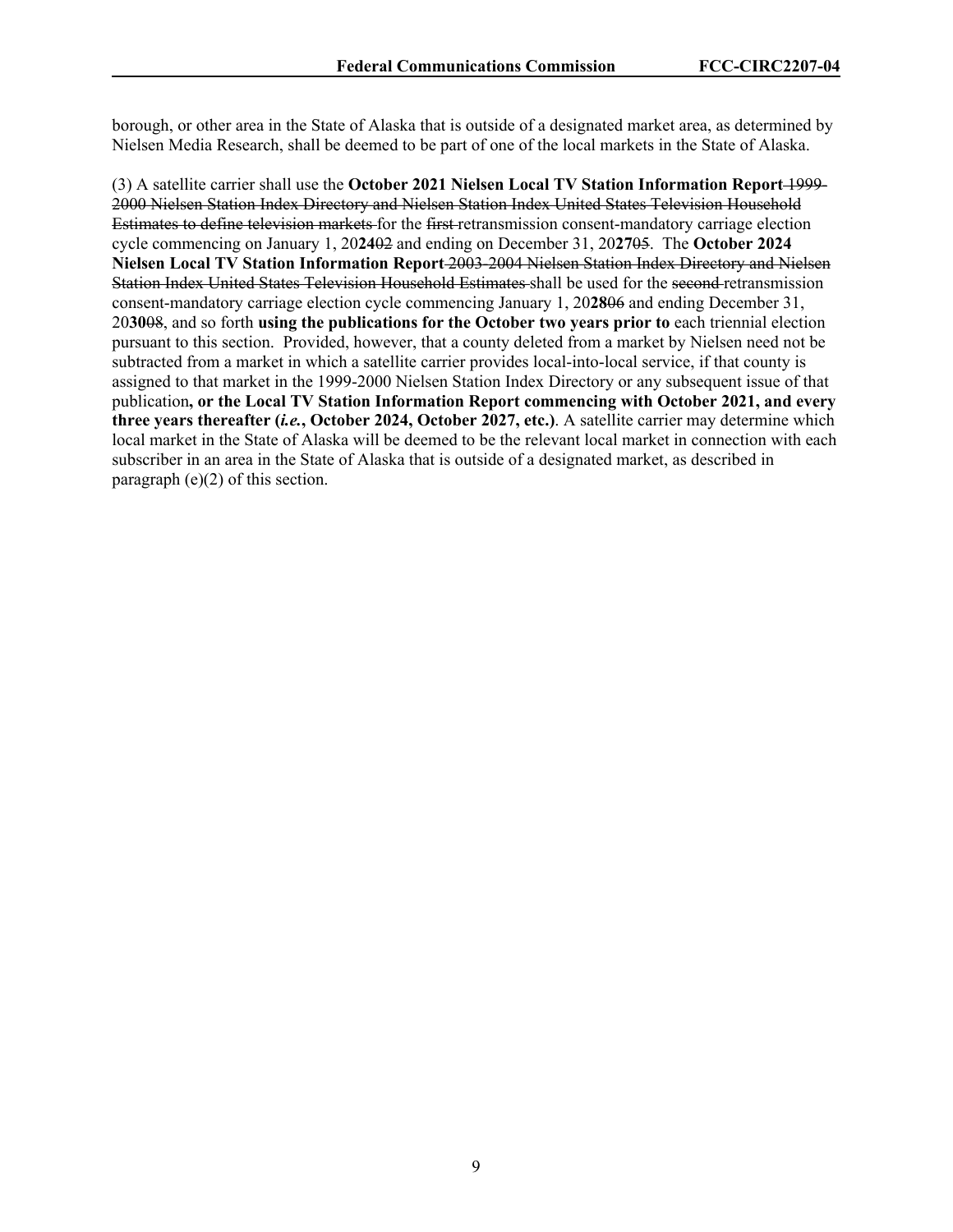borough, or other area in the State of Alaska that is outside of a designated market area, as determined by Nielsen Media Research, shall be deemed to be part of one of the local markets in the State of Alaska.

(3) A satellite carrier shall use the **October 2021 Nielsen Local TV Station Information Report** ~~1999-2000 Nielsen Station Index Directory and Nielsen Station Index United States Television Household Estimates to define television markets~~ for the ~~first~~ retransmission consent-mandatory carriage election cycle commencing on January 1, 20**24**~~02~~ and ending on December 31, 20**27**~~05~~. The **October 2024 Nielsen Local TV Station Information Report** ~~2003-2004 Nielsen Station Index Directory and Nielsen Station Index United States Television Household Estimates~~ shall be used for the ~~second~~ retransmission consent-mandatory carriage election cycle commencing January 1, 20**28**~~06~~ and ending December 31, 20**30**~~08~~, and so forth **using the publications for the October two years prior to** each triennial election pursuant to this section. Provided, however, that a county deleted from a market by Nielsen need not be subtracted from a market in which a satellite carrier provides local-into-local service, if that county is assigned to that market in the 1999-2000 Nielsen Station Index Directory or any subsequent issue of that publication**, or the Local TV Station Information Report commencing with October 2021, and every three years thereafter (*i.e.*, October 2024, October 2027, etc.)**. A satellite carrier may determine which local market in the State of Alaska will be deemed to be the relevant local market in connection with each subscriber in an area in the State of Alaska that is outside of a designated market, as described in paragraph (e)(2) of this section.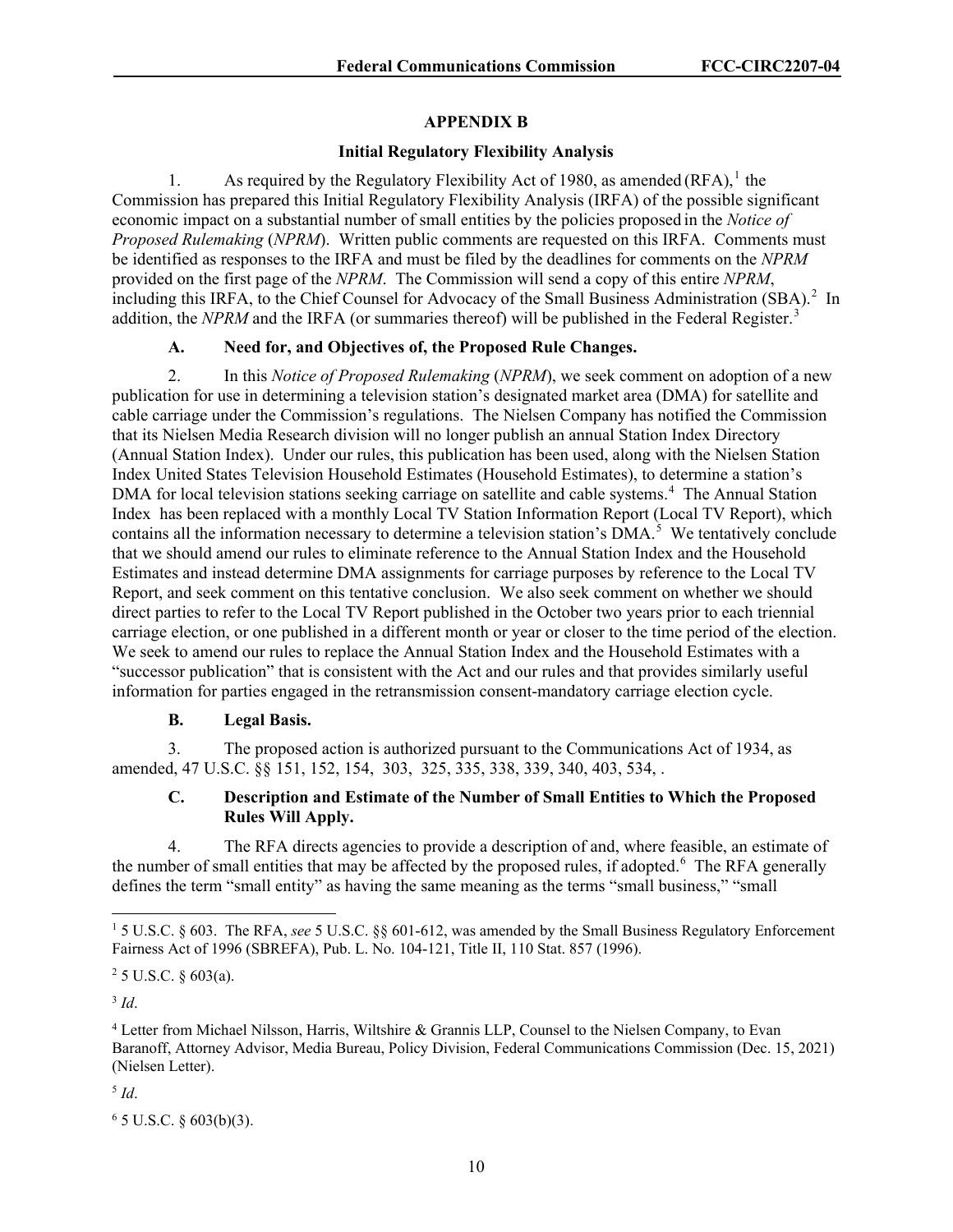## APPENDIX B

### Initial Regulatory Flexibility Analysis

1. As required by the Regulatory Flexibility Act of 1980, as amended (RFA),[1] the Commission has prepared this Initial Regulatory Flexibility Analysis (IRFA) of the possible significant economic impact on a substantial number of small entities by the policies proposed in the *Notice of Proposed Rulemaking* (*NPRM*). Written public comments are requested on this IRFA. Comments must be identified as responses to the IRFA and must be filed by the deadlines for comments on the *NPRM* provided on the first page of the *NPRM*. The Commission will send a copy of this entire *NPRM*, including this IRFA, to the Chief Counsel for Advocacy of the Small Business Administration (SBA).[2] In addition, the *NPRM* and the IRFA (or summaries thereof) will be published in the Federal Register.[3]

#### A. Need for, and Objectives of, the Proposed Rule Changes.

2. In this *Notice of Proposed Rulemaking* (*NPRM*), we seek comment on adoption of a new publication for use in determining a television station's designated market area (DMA) for satellite and cable carriage under the Commission's regulations. The Nielsen Company has notified the Commission that its Nielsen Media Research division will no longer publish an annual Station Index Directory (Annual Station Index). Under our rules, this publication has been used, along with the Nielsen Station Index United States Television Household Estimates (Household Estimates), to determine a station's DMA for local television stations seeking carriage on satellite and cable systems.[4] The Annual Station Index has been replaced with a monthly Local TV Station Information Report (Local TV Report), which contains all the information necessary to determine a television station's DMA.[5] We tentatively conclude that we should amend our rules to eliminate reference to the Annual Station Index and the Household Estimates and instead determine DMA assignments for carriage purposes by reference to the Local TV Report, and seek comment on this tentative conclusion. We also seek comment on whether we should direct parties to refer to the Local TV Report published in the October two years prior to each triennial carriage election, or one published in a different month or year or closer to the time period of the election. We seek to amend our rules to replace the Annual Station Index and the Household Estimates with a "successor publication" that is consistent with the Act and our rules and that provides similarly useful information for parties engaged in the retransmission consent-mandatory carriage election cycle.

#### B. Legal Basis.

3. The proposed action is authorized pursuant to the Communications Act of 1934, as amended, 47 U.S.C. §§ 151, 152, 154, 303, 325, 335, 338, 339, 340, 403, 534, .

#### C. Description and Estimate of the Number of Small Entities to Which the Proposed Rules Will Apply.

4. The RFA directs agencies to provide a description of and, where feasible, an estimate of the number of small entities that may be affected by the proposed rules, if adopted.[6] The RFA generally defines the term "small entity" as having the same meaning as the terms "small business," "small

---

[1] 5 U.S.C. § 603. The RFA, *see* 5 U.S.C. §§ 601-612, was amended by the Small Business Regulatory Enforcement Fairness Act of 1996 (SBREFA), Pub. L. No. 104-121, Title II, 110 Stat. 857 (1996).

[2] 5 U.S.C. § 603(a).

[3] *Id*.

[4] Letter from Michael Nilsson, Harris, Wiltshire & Grannis LLP, Counsel to the Nielsen Company, to Evan Baranoff, Attorney Advisor, Media Bureau, Policy Division, Federal Communications Commission (Dec. 15, 2021) (Nielsen Letter).

[5] *Id*.

[6] 5 U.S.C. § 603(b)(3).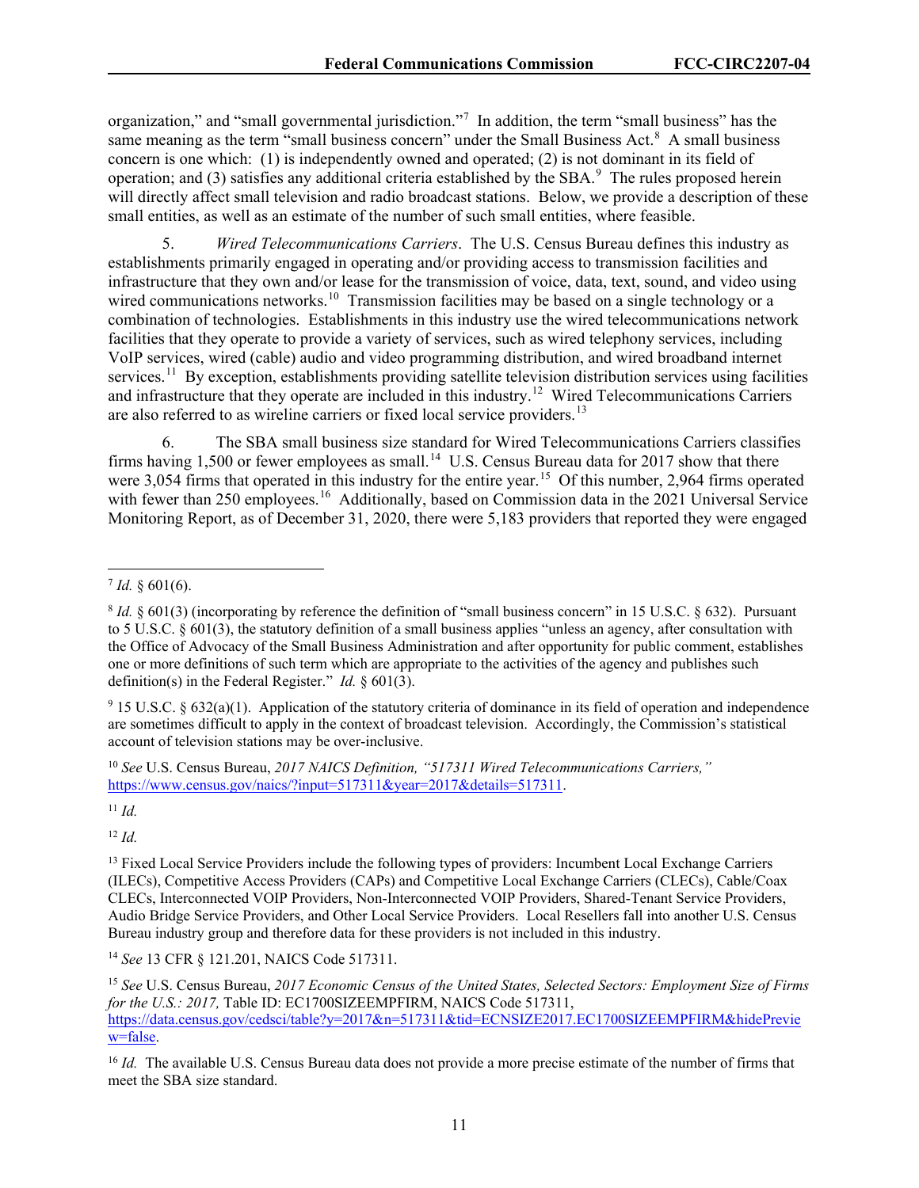organization," and "small governmental jurisdiction."[7] In addition, the term "small business" has the same meaning as the term "small business concern" under the Small Business Act.[8] A small business concern is one which: (1) is independently owned and operated; (2) is not dominant in its field of operation; and (3) satisfies any additional criteria established by the SBA.[9] The rules proposed herein will directly affect small television and radio broadcast stations. Below, we provide a description of these small entities, as well as an estimate of the number of such small entities, where feasible.

5. *Wired Telecommunications Carriers*. The U.S. Census Bureau defines this industry as establishments primarily engaged in operating and/or providing access to transmission facilities and infrastructure that they own and/or lease for the transmission of voice, data, text, sound, and video using wired communications networks.[10] Transmission facilities may be based on a single technology or a combination of technologies. Establishments in this industry use the wired telecommunications network facilities that they operate to provide a variety of services, such as wired telephony services, including VoIP services, wired (cable) audio and video programming distribution, and wired broadband internet services.[11] By exception, establishments providing satellite television distribution services using facilities and infrastructure that they operate are included in this industry.[12] Wired Telecommunications Carriers are also referred to as wireline carriers or fixed local service providers.[13]

6. The SBA small business size standard for Wired Telecommunications Carriers classifies firms having 1,500 or fewer employees as small.[14] U.S. Census Bureau data for 2017 show that there were 3,054 firms that operated in this industry for the entire year.[15] Of this number, 2,964 firms operated with fewer than 250 employees.[16] Additionally, based on Commission data in the 2021 Universal Service Monitoring Report, as of December 31, 2020, there were 5,183 providers that reported they were engaged

---

[7] *Id.* § 601(6).

[8] *Id.* § 601(3) (incorporating by reference the definition of "small business concern" in 15 U.S.C. § 632). Pursuant to 5 U.S.C. § 601(3), the statutory definition of a small business applies "unless an agency, after consultation with the Office of Advocacy of the Small Business Administration and after opportunity for public comment, establishes one or more definitions of such term which are appropriate to the activities of the agency and publishes such definition(s) in the Federal Register." *Id.* § 601(3).

[9] 15 U.S.C. § 632(a)(1). Application of the statutory criteria of dominance in its field of operation and independence are sometimes difficult to apply in the context of broadcast television. Accordingly, the Commission's statistical account of television stations may be over-inclusive.

[10] *See* U.S. Census Bureau, *2017 NAICS Definition, "517311 Wired Telecommunications Carriers,"* https://www.census.gov/naics/?input=517311&year=2017&details=517311.

[11] *Id.*

[12] *Id.*

[13] Fixed Local Service Providers include the following types of providers: Incumbent Local Exchange Carriers (ILECs), Competitive Access Providers (CAPs) and Competitive Local Exchange Carriers (CLECs), Cable/Coax CLECs, Interconnected VOIP Providers, Non-Interconnected VOIP Providers, Shared-Tenant Service Providers, Audio Bridge Service Providers, and Other Local Service Providers. Local Resellers fall into another U.S. Census Bureau industry group and therefore data for these providers is not included in this industry.

[14] *See* 13 CFR § 121.201, NAICS Code 517311.

[15] *See* U.S. Census Bureau, *2017 Economic Census of the United States, Selected Sectors: Employment Size of Firms for the U.S.: 2017,* Table ID: EC1700SIZEEMPFIRM, NAICS Code 517311, https://data.census.gov/cedsci/table?y=2017&n=517311&tid=ECNSIZE2017.EC1700SIZEEMPFIRM&hidePreview=false.

[16] *Id.* The available U.S. Census Bureau data does not provide a more precise estimate of the number of firms that meet the SBA size standard.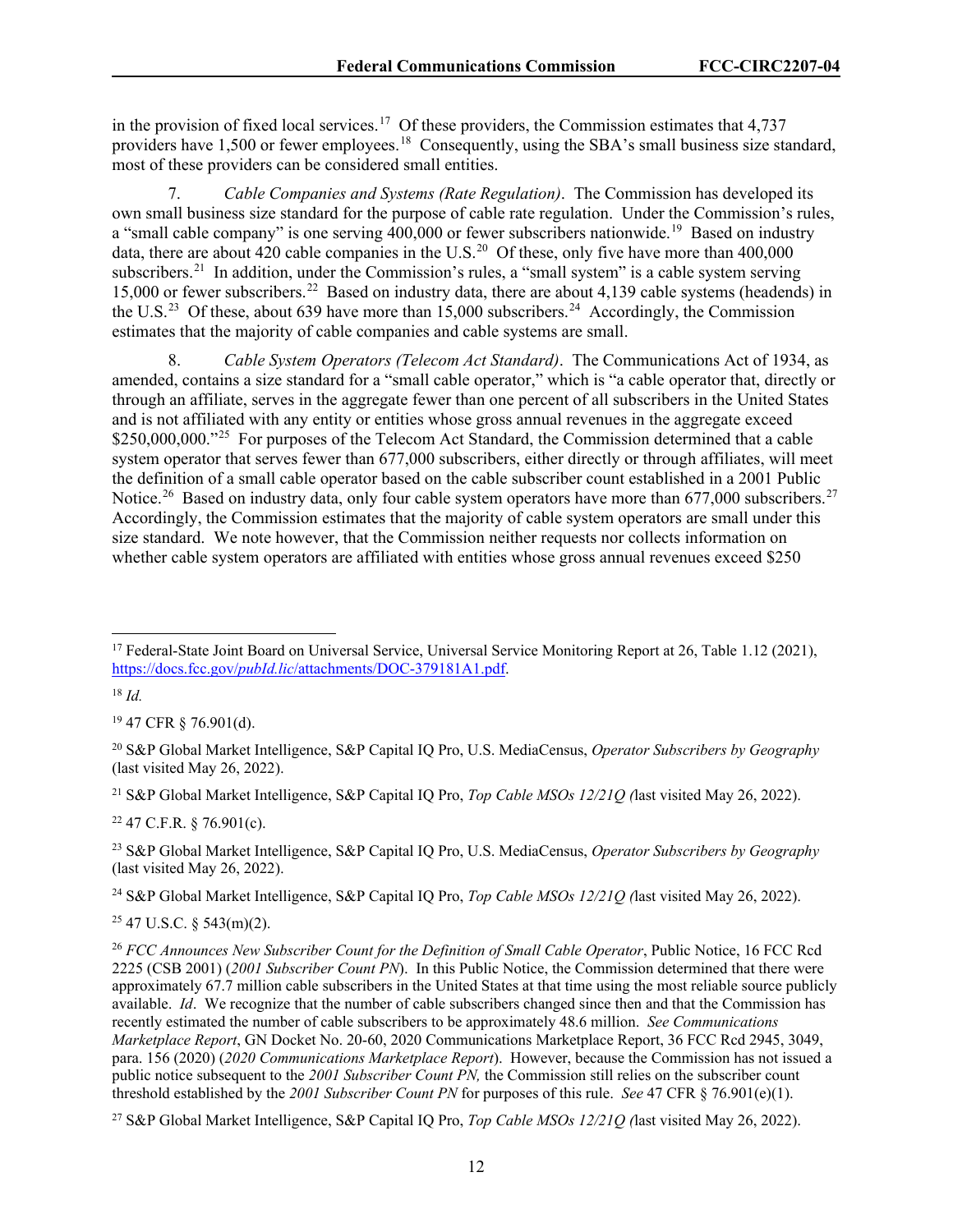in the provision of fixed local services.[17] Of these providers, the Commission estimates that 4,737 providers have 1,500 or fewer employees.[18] Consequently, using the SBA's small business size standard, most of these providers can be considered small entities.

7. *Cable Companies and Systems (Rate Regulation)*. The Commission has developed its own small business size standard for the purpose of cable rate regulation. Under the Commission's rules, a "small cable company" is one serving 400,000 or fewer subscribers nationwide.[19] Based on industry data, there are about 420 cable companies in the U.S.[20] Of these, only five have more than 400,000 subscribers.[21] In addition, under the Commission's rules, a "small system" is a cable system serving 15,000 or fewer subscribers.[22] Based on industry data, there are about 4,139 cable systems (headends) in the U.S.[23] Of these, about 639 have more than 15,000 subscribers.[24] Accordingly, the Commission estimates that the majority of cable companies and cable systems are small.

8. *Cable System Operators (Telecom Act Standard)*. The Communications Act of 1934, as amended, contains a size standard for a "small cable operator," which is "a cable operator that, directly or through an affiliate, serves in the aggregate fewer than one percent of all subscribers in the United States and is not affiliated with any entity or entities whose gross annual revenues in the aggregate exceed $250,000,000."[25] For purposes of the Telecom Act Standard, the Commission determined that a cable system operator that serves fewer than 677,000 subscribers, either directly or through affiliates, will meet the definition of a small cable operator based on the cable subscriber count established in a 2001 Public Notice.[26] Based on industry data, only four cable system operators have more than 677,000 subscribers.[27] Accordingly, the Commission estimates that the majority of cable system operators are small under this size standard. We note however, that the Commission neither requests nor collects information on whether cable system operators are affiliated with entities whose gross annual revenues exceed $250

---

[17] Federal-State Joint Board on Universal Service, Universal Service Monitoring Report at 26, Table 1.12 (2021), https://docs.fcc.gov/*pubId.lic*/attachments/DOC-379181A1.pdf.

[18] *Id.*

[19] 47 CFR § 76.901(d).

[20] S&P Global Market Intelligence, S&P Capital IQ Pro, U.S. MediaCensus, *Operator Subscribers by Geography* (last visited May 26, 2022).

[21] S&P Global Market Intelligence, S&P Capital IQ Pro, *Top Cable MSOs 12/21Q (*last visited May 26, 2022).

[22] 47 C.F.R. § 76.901(c).

[23] S&P Global Market Intelligence, S&P Capital IQ Pro, U.S. MediaCensus, *Operator Subscribers by Geography* (last visited May 26, 2022).

[24] S&P Global Market Intelligence, S&P Capital IQ Pro, *Top Cable MSOs 12/21Q (*last visited May 26, 2022).

[25] 47 U.S.C. § 543(m)(2).

[26] *FCC Announces New Subscriber Count for the Definition of Small Cable Operator*, Public Notice, 16 FCC Rcd 2225 (CSB 2001) (*2001 Subscriber Count PN*). In this Public Notice, the Commission determined that there were approximately 67.7 million cable subscribers in the United States at that time using the most reliable source publicly available. *Id*. We recognize that the number of cable subscribers changed since then and that the Commission has recently estimated the number of cable subscribers to be approximately 48.6 million. *See Communications Marketplace Report*, GN Docket No. 20-60, 2020 Communications Marketplace Report, 36 FCC Rcd 2945, 3049, para. 156 (2020) (*2020 Communications Marketplace Report*). However, because the Commission has not issued a public notice subsequent to the *2001 Subscriber Count PN,* the Commission still relies on the subscriber count threshold established by the *2001 Subscriber Count PN* for purposes of this rule. *See* 47 CFR § 76.901(e)(1).

[27] S&P Global Market Intelligence, S&P Capital IQ Pro, *Top Cable MSOs 12/21Q (*last visited May 26, 2022).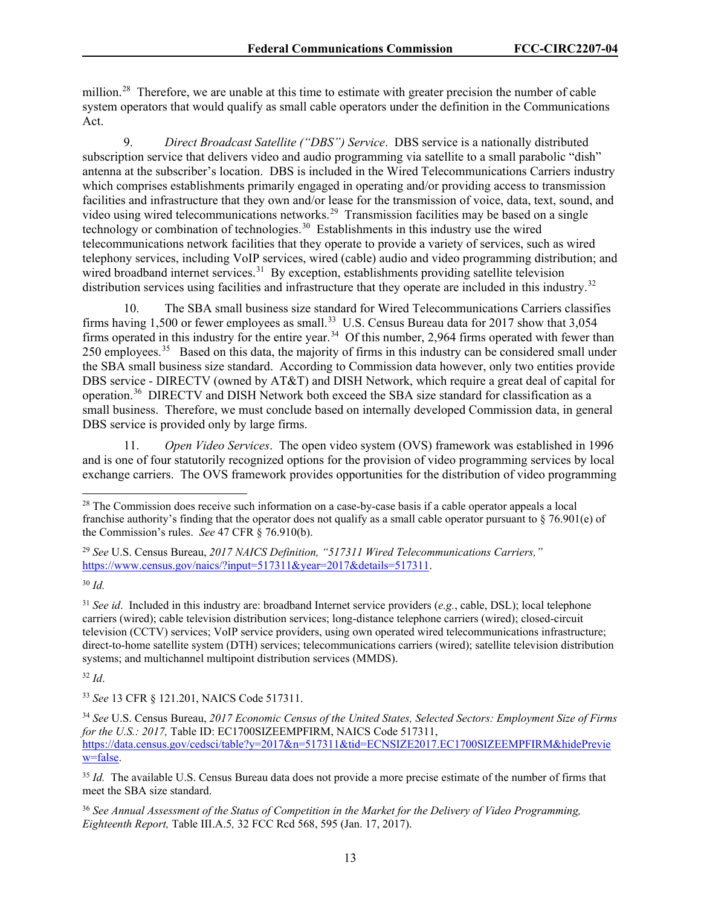million.[28] Therefore, we are unable at this time to estimate with greater precision the number of cable system operators that would qualify as small cable operators under the definition in the Communications Act.

9. *Direct Broadcast Satellite ("DBS") Service*. DBS service is a nationally distributed subscription service that delivers video and audio programming via satellite to a small parabolic "dish" antenna at the subscriber's location. DBS is included in the Wired Telecommunications Carriers industry which comprises establishments primarily engaged in operating and/or providing access to transmission facilities and infrastructure that they own and/or lease for the transmission of voice, data, text, sound, and video using wired telecommunications networks.[29] Transmission facilities may be based on a single technology or combination of technologies.[30] Establishments in this industry use the wired telecommunications network facilities that they operate to provide a variety of services, such as wired telephony services, including VoIP services, wired (cable) audio and video programming distribution; and wired broadband internet services.[31] By exception, establishments providing satellite television distribution services using facilities and infrastructure that they operate are included in this industry.[32]

10. The SBA small business size standard for Wired Telecommunications Carriers classifies firms having 1,500 or fewer employees as small.[33] U.S. Census Bureau data for 2017 show that 3,054 firms operated in this industry for the entire year.[34] Of this number, 2,964 firms operated with fewer than 250 employees.[35] Based on this data, the majority of firms in this industry can be considered small under the SBA small business size standard. According to Commission data however, only two entities provide DBS service - DIRECTV (owned by AT&T) and DISH Network, which require a great deal of capital for operation.[36] DIRECTV and DISH Network both exceed the SBA size standard for classification as a small business. Therefore, we must conclude based on internally developed Commission data, in general DBS service is provided only by large firms.

11. *Open Video Services*. The open video system (OVS) framework was established in 1996 and is one of four statutorily recognized options for the provision of video programming services by local exchange carriers. The OVS framework provides opportunities for the distribution of video programming

---

[28] The Commission does receive such information on a case-by-case basis if a cable operator appeals a local franchise authority's finding that the operator does not qualify as a small cable operator pursuant to § 76.901(e) of the Commission's rules. *See* 47 CFR § 76.910(b).

[29] *See* U.S. Census Bureau, *2017 NAICS Definition, "517311 Wired Telecommunications Carriers,"* https://www.census.gov/naics/?input=517311&year=2017&details=517311.

[30] *Id.*

[31] *See id*. Included in this industry are: broadband Internet service providers (*e.g.*, cable, DSL); local telephone carriers (wired); cable television distribution services; long-distance telephone carriers (wired); closed-circuit television (CCTV) services; VoIP service providers, using own operated wired telecommunications infrastructure; direct-to-home satellite system (DTH) services; telecommunications carriers (wired); satellite television distribution systems; and multichannel multipoint distribution services (MMDS).

[32] *Id*.

[33] *See* 13 CFR § 121.201, NAICS Code 517311.

[34] *See* U.S. Census Bureau, *2017 Economic Census of the United States, Selected Sectors: Employment Size of Firms for the U.S.: 2017,* Table ID: EC1700SIZEEMPFIRM, NAICS Code 517311, https://data.census.gov/cedsci/table?y=2017&n=517311&tid=ECNSIZE2017.EC1700SIZEEMPFIRM&hidePreview=false.

[35] *Id.* The available U.S. Census Bureau data does not provide a more precise estimate of the number of firms that meet the SBA size standard.

[36] *See Annual Assessment of the Status of Competition in the Market for the Delivery of Video Programming, Eighteenth Report,* Table III.A.5*,* 32 FCC Rcd 568, 595 (Jan. 17, 2017).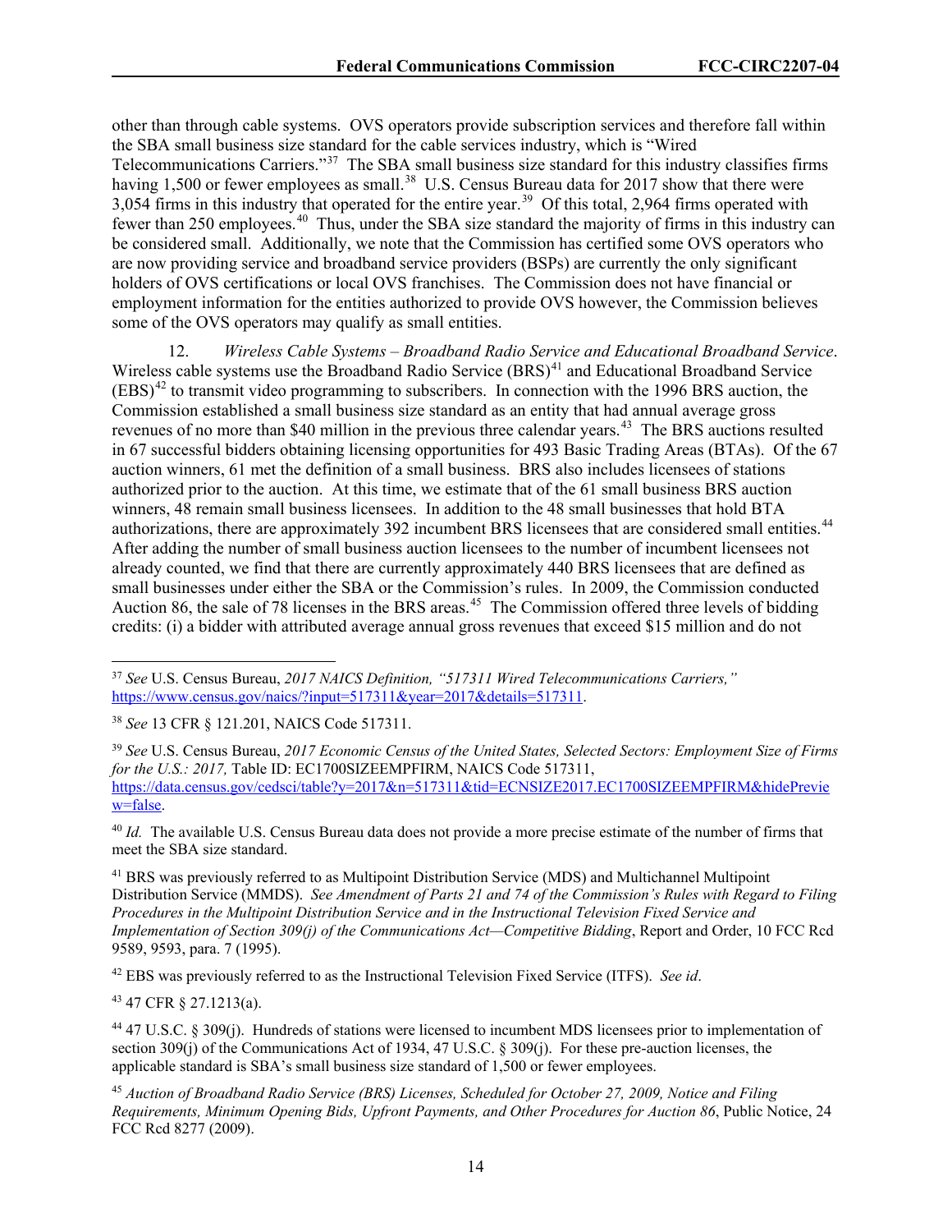other than through cable systems. OVS operators provide subscription services and therefore fall within the SBA small business size standard for the cable services industry, which is "Wired Telecommunications Carriers."[37] The SBA small business size standard for this industry classifies firms having 1,500 or fewer employees as small.[38] U.S. Census Bureau data for 2017 show that there were 3,054 firms in this industry that operated for the entire year.[39] Of this total, 2,964 firms operated with fewer than 250 employees.[40] Thus, under the SBA size standard the majority of firms in this industry can be considered small. Additionally, we note that the Commission has certified some OVS operators who are now providing service and broadband service providers (BSPs) are currently the only significant holders of OVS certifications or local OVS franchises. The Commission does not have financial or employment information for the entities authorized to provide OVS however, the Commission believes some of the OVS operators may qualify as small entities.

12. *Wireless Cable Systems – Broadband Radio Service and Educational Broadband Service*. Wireless cable systems use the Broadband Radio Service (BRS)[41] and Educational Broadband Service (EBS)[42] to transmit video programming to subscribers. In connection with the 1996 BRS auction, the Commission established a small business size standard as an entity that had annual average gross revenues of no more than $40 million in the previous three calendar years.[43] The BRS auctions resulted in 67 successful bidders obtaining licensing opportunities for 493 Basic Trading Areas (BTAs). Of the 67 auction winners, 61 met the definition of a small business. BRS also includes licensees of stations authorized prior to the auction. At this time, we estimate that of the 61 small business BRS auction winners, 48 remain small business licensees. In addition to the 48 small businesses that hold BTA authorizations, there are approximately 392 incumbent BRS licensees that are considered small entities.[44] After adding the number of small business auction licensees to the number of incumbent licensees not already counted, we find that there are currently approximately 440 BRS licensees that are defined as small businesses under either the SBA or the Commission's rules. In 2009, the Commission conducted Auction 86, the sale of 78 licenses in the BRS areas.[45] The Commission offered three levels of bidding credits: (i) a bidder with attributed average annual gross revenues that exceed $15 million and do not

---

[37] *See* U.S. Census Bureau, *2017 NAICS Definition, "517311 Wired Telecommunications Carriers,"* https://www.census.gov/naics/?input=517311&year=2017&details=517311.

[38] *See* 13 CFR § 121.201, NAICS Code 517311.

[39] *See* U.S. Census Bureau, *2017 Economic Census of the United States, Selected Sectors: Employment Size of Firms for the U.S.: 2017,* Table ID: EC1700SIZEEMPFIRM, NAICS Code 517311, https://data.census.gov/cedsci/table?y=2017&n=517311&tid=ECNSIZE2017.EC1700SIZEEMPFIRM&hidePreview=false.

[40] *Id.* The available U.S. Census Bureau data does not provide a more precise estimate of the number of firms that meet the SBA size standard.

[41] BRS was previously referred to as Multipoint Distribution Service (MDS) and Multichannel Multipoint Distribution Service (MMDS). *See Amendment of Parts 21 and 74 of the Commission's Rules with Regard to Filing Procedures in the Multipoint Distribution Service and in the Instructional Television Fixed Service and Implementation of Section 309(j) of the Communications Act—Competitive Bidding*, Report and Order, 10 FCC Rcd 9589, 9593, para. 7 (1995).

[42] EBS was previously referred to as the Instructional Television Fixed Service (ITFS). *See id*.

[43] 47 CFR § 27.1213(a).

[44] 47 U.S.C. § 309(j). Hundreds of stations were licensed to incumbent MDS licensees prior to implementation of section 309(j) of the Communications Act of 1934, 47 U.S.C. § 309(j). For these pre-auction licenses, the applicable standard is SBA's small business size standard of 1,500 or fewer employees.

[45] *Auction of Broadband Radio Service (BRS) Licenses, Scheduled for October 27, 2009, Notice and Filing Requirements, Minimum Opening Bids, Upfront Payments, and Other Procedures for Auction 86*, Public Notice, 24 FCC Rcd 8277 (2009).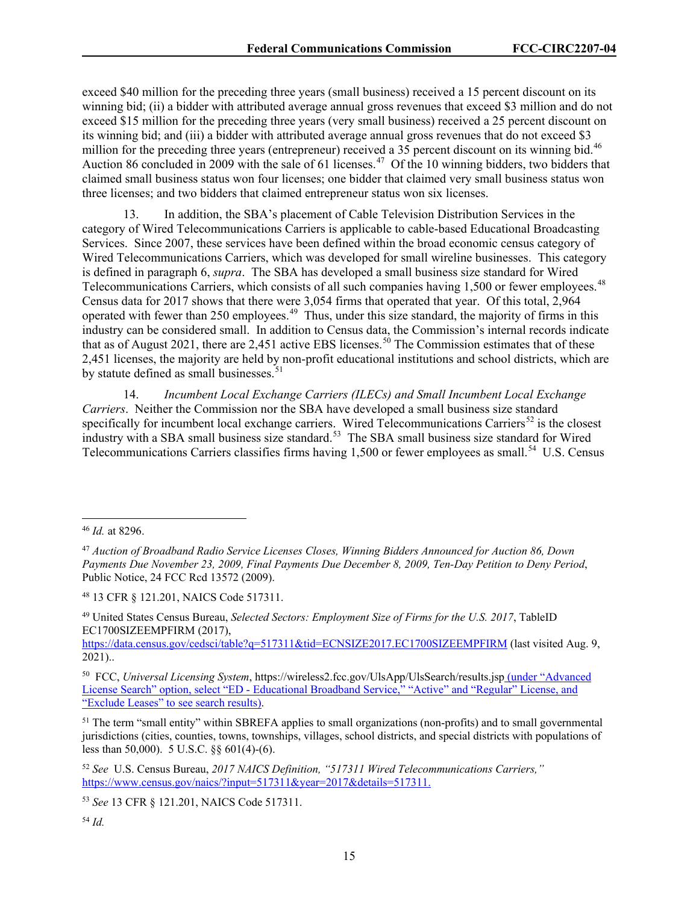exceed $40 million for the preceding three years (small business) received a 15 percent discount on its winning bid; (ii) a bidder with attributed average annual gross revenues that exceed $3 million and do not exceed $15 million for the preceding three years (very small business) received a 25 percent discount on its winning bid; and (iii) a bidder with attributed average annual gross revenues that do not exceed $3 million for the preceding three years (entrepreneur) received a 35 percent discount on its winning bid.[46] Auction 86 concluded in 2009 with the sale of 61 licenses.[47] Of the 10 winning bidders, two bidders that claimed small business status won four licenses; one bidder that claimed very small business status won three licenses; and two bidders that claimed entrepreneur status won six licenses.

13. In addition, the SBA's placement of Cable Television Distribution Services in the category of Wired Telecommunications Carriers is applicable to cable-based Educational Broadcasting Services. Since 2007, these services have been defined within the broad economic census category of Wired Telecommunications Carriers, which was developed for small wireline businesses. This category is defined in paragraph 6, *supra*. The SBA has developed a small business size standard for Wired Telecommunications Carriers, which consists of all such companies having 1,500 or fewer employees.[48] Census data for 2017 shows that there were 3,054 firms that operated that year. Of this total, 2,964 operated with fewer than 250 employees.[49] Thus, under this size standard, the majority of firms in this industry can be considered small. In addition to Census data, the Commission's internal records indicate that as of August 2021, there are 2,451 active EBS licenses.[50] The Commission estimates that of these 2,451 licenses, the majority are held by non-profit educational institutions and school districts, which are by statute defined as small businesses.[51]

14. *Incumbent Local Exchange Carriers (ILECs) and Small Incumbent Local Exchange Carriers*. Neither the Commission nor the SBA have developed a small business size standard specifically for incumbent local exchange carriers. Wired Telecommunications Carriers[52] is the closest industry with a SBA small business size standard.[53] The SBA small business size standard for Wired Telecommunications Carriers classifies firms having 1,500 or fewer employees as small.[54] U.S. Census

---

[46] *Id.* at 8296.

[47] *Auction of Broadband Radio Service Licenses Closes, Winning Bidders Announced for Auction 86, Down Payments Due November 23, 2009, Final Payments Due December 8, 2009, Ten-Day Petition to Deny Period*, Public Notice, 24 FCC Rcd 13572 (2009).

[48] 13 CFR § 121.201, NAICS Code 517311.

[49] United States Census Bureau, *Selected Sectors: Employment Size of Firms for the U.S. 2017*, TableID EC1700SIZEEMPFIRM (2017), https://data.census.gov/cedsci/table?q=517311&tid=ECNSIZE2017.EC1700SIZEEMPFIRM (last visited Aug. 9, 2021)..

[50] FCC, *Universal Licensing System*, https://wireless2.fcc.gov/UlsApp/UlsSearch/results.jsp (under "Advanced License Search" option, select "ED - Educational Broadband Service," "Active" and "Regular" License, and "Exclude Leases" to see search results).

[51] The term "small entity" within SBREFA applies to small organizations (non-profits) and to small governmental jurisdictions (cities, counties, towns, townships, villages, school districts, and special districts with populations of less than 50,000). 5 U.S.C. §§ 601(4)-(6).

[52] *See* U.S. Census Bureau, *2017 NAICS Definition, "517311 Wired Telecommunications Carriers,"* https://www.census.gov/naics/?input=517311&year=2017&details=517311.

[53] *See* 13 CFR § 121.201, NAICS Code 517311.

[54] *Id.*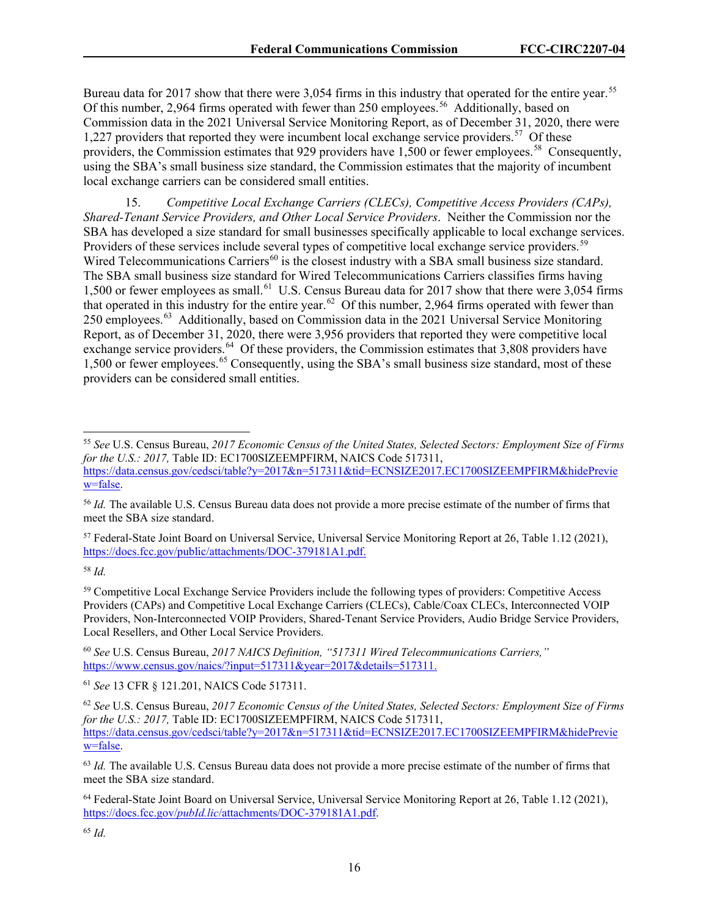Bureau data for 2017 show that there were 3,054 firms in this industry that operated for the entire year.[55] Of this number, 2,964 firms operated with fewer than 250 employees.[56] Additionally, based on Commission data in the 2021 Universal Service Monitoring Report, as of December 31, 2020, there were 1,227 providers that reported they were incumbent local exchange service providers.[57] Of these providers, the Commission estimates that 929 providers have 1,500 or fewer employees.[58] Consequently, using the SBA's small business size standard, the Commission estimates that the majority of incumbent local exchange carriers can be considered small entities.

15. *Competitive Local Exchange Carriers (CLECs), Competitive Access Providers (CAPs), Shared-Tenant Service Providers, and Other Local Service Providers*. Neither the Commission nor the SBA has developed a size standard for small businesses specifically applicable to local exchange services. Providers of these services include several types of competitive local exchange service providers.[59] Wired Telecommunications Carriers[60] is the closest industry with a SBA small business size standard. The SBA small business size standard for Wired Telecommunications Carriers classifies firms having 1,500 or fewer employees as small.[61] U.S. Census Bureau data for 2017 show that there were 3,054 firms that operated in this industry for the entire year.[62] Of this number, 2,964 firms operated with fewer than 250 employees.[63] Additionally, based on Commission data in the 2021 Universal Service Monitoring Report, as of December 31, 2020, there were 3,956 providers that reported they were competitive local exchange service providers.[64] Of these providers, the Commission estimates that 3,808 providers have 1,500 or fewer employees.[65] Consequently, using the SBA's small business size standard, most of these providers can be considered small entities.

---

[55] *See* U.S. Census Bureau, *2017 Economic Census of the United States, Selected Sectors: Employment Size of Firms for the U.S.: 2017,* Table ID: EC1700SIZEEMPFIRM, NAICS Code 517311, https://data.census.gov/cedsci/table?y=2017&n=517311&tid=ECNSIZE2017.EC1700SIZEEMPFIRM&hidePreview=false.

[56] *Id.* The available U.S. Census Bureau data does not provide a more precise estimate of the number of firms that meet the SBA size standard.

[57] Federal-State Joint Board on Universal Service, Universal Service Monitoring Report at 26, Table 1.12 (2021), https://docs.fcc.gov/public/attachments/DOC-379181A1.pdf.

[58] *Id.*

[59] Competitive Local Exchange Service Providers include the following types of providers: Competitive Access Providers (CAPs) and Competitive Local Exchange Carriers (CLECs), Cable/Coax CLECs, Interconnected VOIP Providers, Non-Interconnected VOIP Providers, Shared-Tenant Service Providers, Audio Bridge Service Providers, Local Resellers, and Other Local Service Providers.

[60] *See* U.S. Census Bureau, *2017 NAICS Definition, "517311 Wired Telecommunications Carriers,"* https://www.census.gov/naics/?input=517311&year=2017&details=517311.

[61] *See* 13 CFR § 121.201, NAICS Code 517311.

[62] *See* U.S. Census Bureau, *2017 Economic Census of the United States, Selected Sectors: Employment Size of Firms for the U.S.: 2017,* Table ID: EC1700SIZEEMPFIRM, NAICS Code 517311, https://data.census.gov/cedsci/table?y=2017&n=517311&tid=ECNSIZE2017.EC1700SIZEEMPFIRM&hidePreview=false.

[63] *Id.* The available U.S. Census Bureau data does not provide a more precise estimate of the number of firms that meet the SBA size standard.

[64] Federal-State Joint Board on Universal Service, Universal Service Monitoring Report at 26, Table 1.12 (2021), https://docs.fcc.gov/*pubId.lic*/attachments/DOC-379181A1.pdf.

[65] *Id.*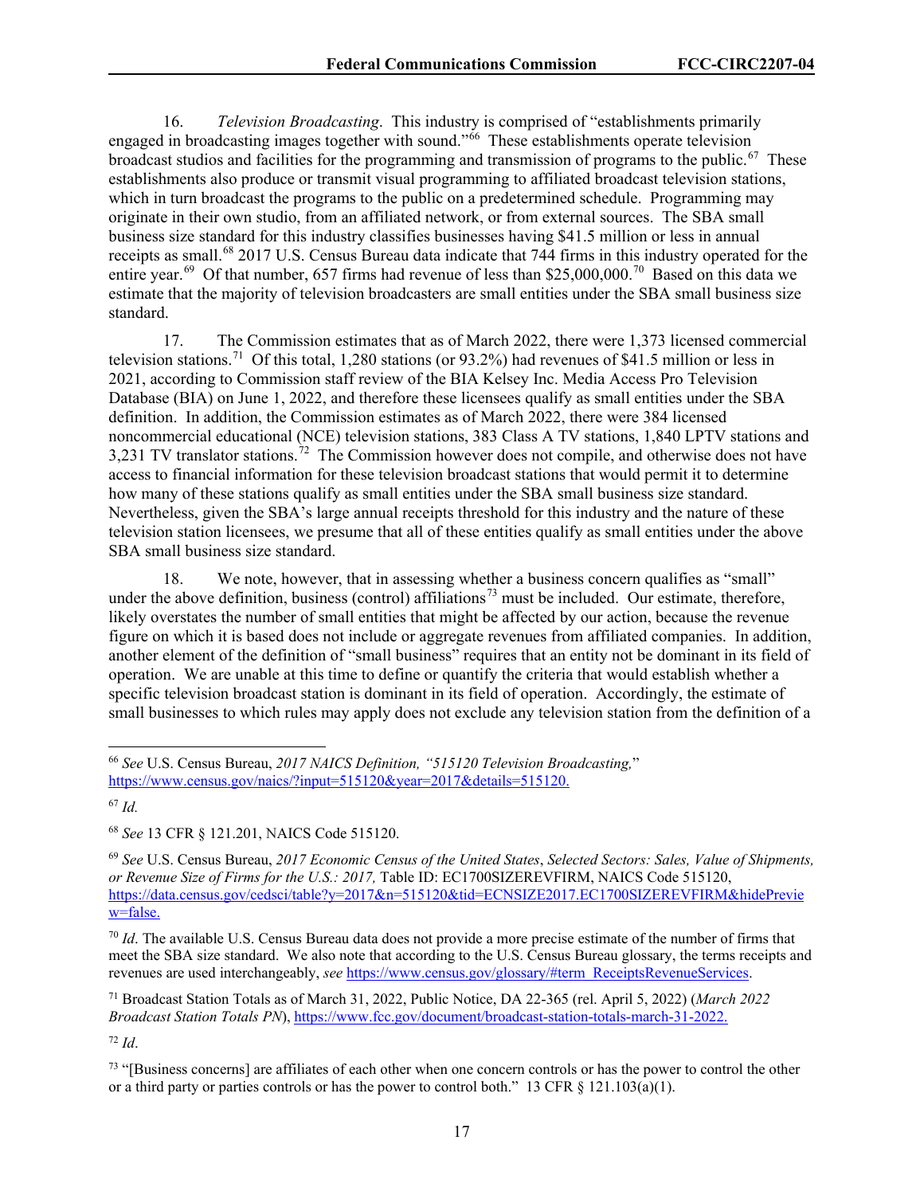16. *Television Broadcasting*. This industry is comprised of "establishments primarily engaged in broadcasting images together with sound."[66] These establishments operate television broadcast studios and facilities for the programming and transmission of programs to the public.[67] These establishments also produce or transmit visual programming to affiliated broadcast television stations, which in turn broadcast the programs to the public on a predetermined schedule. Programming may originate in their own studio, from an affiliated network, or from external sources. The SBA small business size standard for this industry classifies businesses having $41.5 million or less in annual receipts as small.[68] 2017 U.S. Census Bureau data indicate that 744 firms in this industry operated for the entire year.[69] Of that number, 657 firms had revenue of less than $25,000,000.[70] Based on this data we estimate that the majority of television broadcasters are small entities under the SBA small business size standard.

17. The Commission estimates that as of March 2022, there were 1,373 licensed commercial television stations.[71] Of this total, 1,280 stations (or 93.2%) had revenues of $41.5 million or less in 2021, according to Commission staff review of the BIA Kelsey Inc. Media Access Pro Television Database (BIA) on June 1, 2022, and therefore these licensees qualify as small entities under the SBA definition. In addition, the Commission estimates as of March 2022, there were 384 licensed noncommercial educational (NCE) television stations, 383 Class A TV stations, 1,840 LPTV stations and 3,231 TV translator stations.[72] The Commission however does not compile, and otherwise does not have access to financial information for these television broadcast stations that would permit it to determine how many of these stations qualify as small entities under the SBA small business size standard. Nevertheless, given the SBA's large annual receipts threshold for this industry and the nature of these television station licensees, we presume that all of these entities qualify as small entities under the above SBA small business size standard.

18. We note, however, that in assessing whether a business concern qualifies as "small" under the above definition, business (control) affiliations[73] must be included. Our estimate, therefore, likely overstates the number of small entities that might be affected by our action, because the revenue figure on which it is based does not include or aggregate revenues from affiliated companies. In addition, another element of the definition of "small business" requires that an entity not be dominant in its field of operation. We are unable at this time to define or quantify the criteria that would establish whether a specific television broadcast station is dominant in its field of operation. Accordingly, the estimate of small businesses to which rules may apply does not exclude any television station from the definition of a

---

[66] *See* U.S. Census Bureau, *2017 NAICS Definition, "515120 Television Broadcasting,"* https://www.census.gov/naics/?input=515120&year=2017&details=515120.

[67] *Id.*

[68] *See* 13 CFR § 121.201, NAICS Code 515120.

[69] *See* U.S. Census Bureau, *2017 Economic Census of the United States*, *Selected Sectors: Sales, Value of Shipments, or Revenue Size of Firms for the U.S.: 2017,* Table ID: EC1700SIZEREVFIRM, NAICS Code 515120, https://data.census.gov/cedsci/table?y=2017&n=515120&tid=ECNSIZE2017.EC1700SIZEREVFIRM&hidePreview=false.

[70] *Id*. The available U.S. Census Bureau data does not provide a more precise estimate of the number of firms that meet the SBA size standard. We also note that according to the U.S. Census Bureau glossary, the terms receipts and revenues are used interchangeably, *see* https://www.census.gov/glossary/#term_ReceiptsRevenueServices.

[71] Broadcast Station Totals as of March 31, 2022, Public Notice, DA 22-365 (rel. April 5, 2022) (*March 2022 Broadcast Station Totals PN*), https://www.fcc.gov/document/broadcast-station-totals-march-31-2022.

[72] *Id*.

[73] "[Business concerns] are affiliates of each other when one concern controls or has the power to control the other or a third party or parties controls or has the power to control both." 13 CFR § 121.103(a)(1).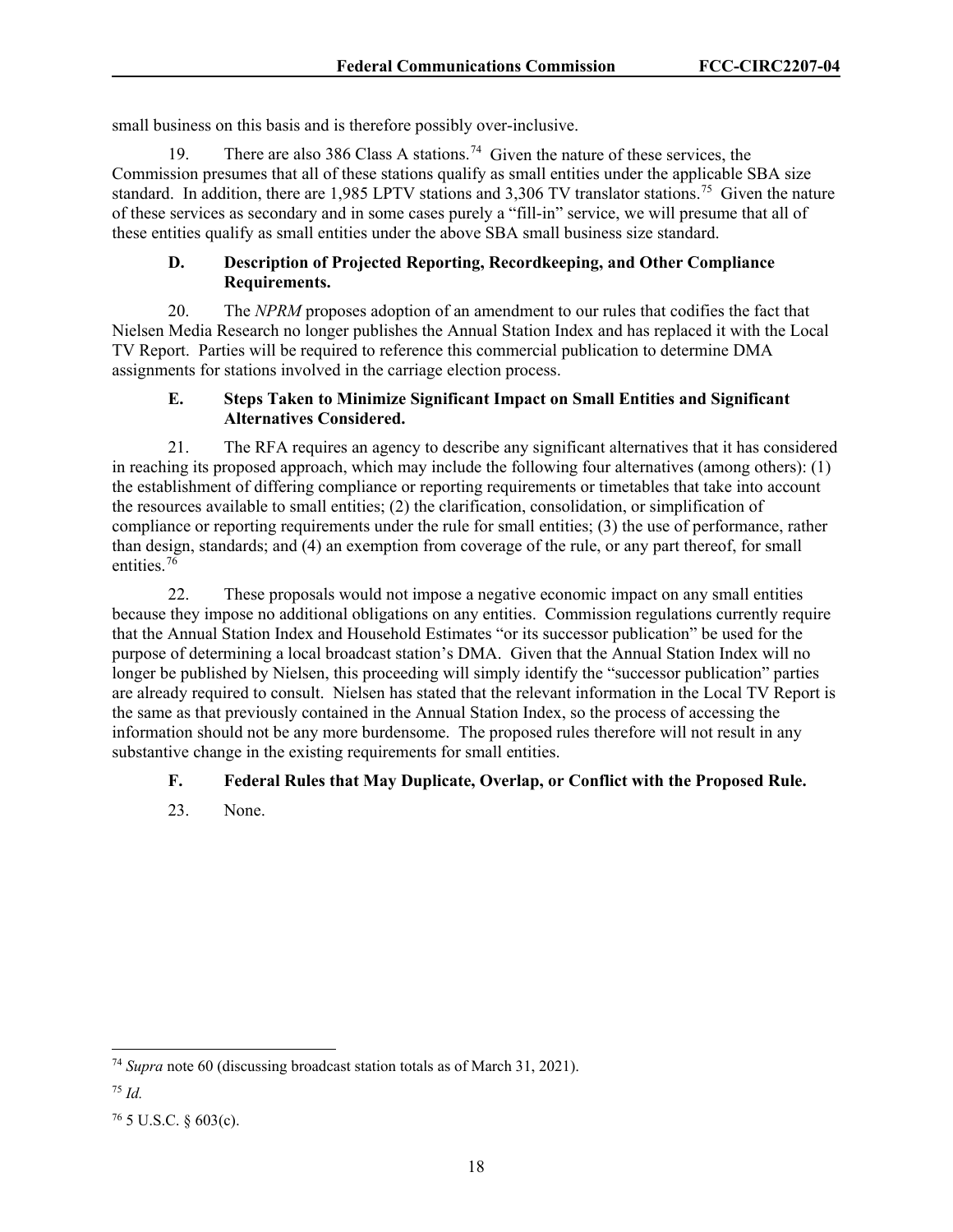small business on this basis and is therefore possibly over-inclusive.

19. There are also 386 Class A stations.[74] Given the nature of these services, the Commission presumes that all of these stations qualify as small entities under the applicable SBA size standard. In addition, there are 1,985 LPTV stations and 3,306 TV translator stations.[75] Given the nature of these services as secondary and in some cases purely a "fill-in" service, we will presume that all of these entities qualify as small entities under the above SBA small business size standard.

### D. Description of Projected Reporting, Recordkeeping, and Other Compliance Requirements.

20. The *NPRM* proposes adoption of an amendment to our rules that codifies the fact that Nielsen Media Research no longer publishes the Annual Station Index and has replaced it with the Local TV Report. Parties will be required to reference this commercial publication to determine DMA assignments for stations involved in the carriage election process.

### E. Steps Taken to Minimize Significant Impact on Small Entities and Significant Alternatives Considered.

21. The RFA requires an agency to describe any significant alternatives that it has considered in reaching its proposed approach, which may include the following four alternatives (among others): (1) the establishment of differing compliance or reporting requirements or timetables that take into account the resources available to small entities; (2) the clarification, consolidation, or simplification of compliance or reporting requirements under the rule for small entities; (3) the use of performance, rather than design, standards; and (4) an exemption from coverage of the rule, or any part thereof, for small entities.[76]

22. These proposals would not impose a negative economic impact on any small entities because they impose no additional obligations on any entities. Commission regulations currently require that the Annual Station Index and Household Estimates "or its successor publication" be used for the purpose of determining a local broadcast station's DMA. Given that the Annual Station Index will no longer be published by Nielsen, this proceeding will simply identify the "successor publication" parties are already required to consult. Nielsen has stated that the relevant information in the Local TV Report is the same as that previously contained in the Annual Station Index, so the process of accessing the information should not be any more burdensome. The proposed rules therefore will not result in any substantive change in the existing requirements for small entities.

### F. Federal Rules that May Duplicate, Overlap, or Conflict with the Proposed Rule.

23. None.

---

[74] *Supra* note 60 (discussing broadcast station totals as of March 31, 2021).

[75] *Id.*

[76] 5 U.S.C. § 603(c).